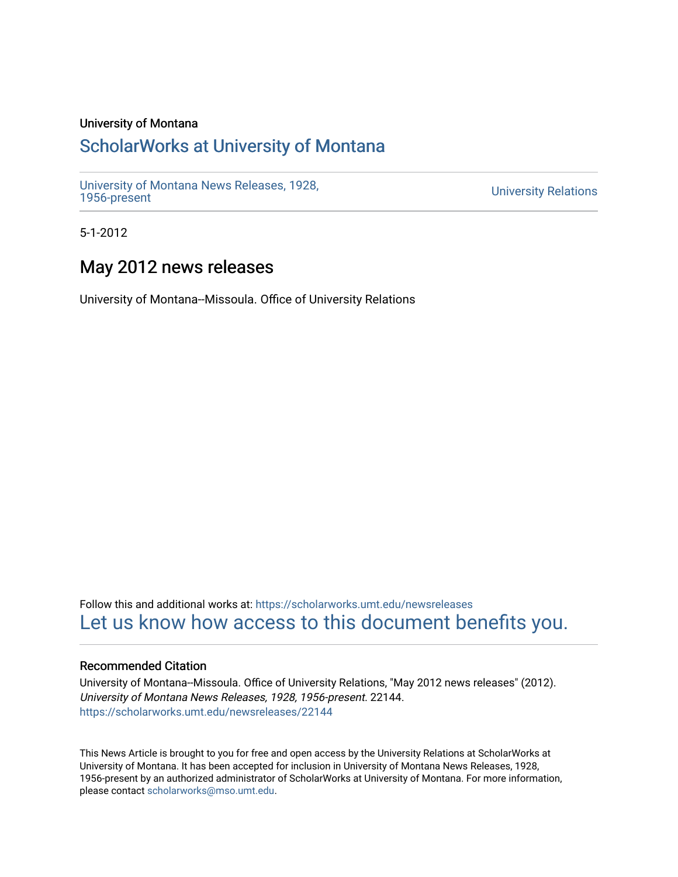University of Montana

# ScholarWorks at University of Montana

University of Montana News Releases, 1928, 1956-present

University Relations

5-1-2012

## May 2012 news releases

University of Montana--Missoula. Office of University Relations

Follow this and additional works at: https://scholarworks.umt.edu/newsreleases

Let us know how access to this document benefits you.

### Recommended Citation

University of Montana--Missoula. Office of University Relations, "May 2012 news releases" (2012). *University of Montana News Releases, 1928, 1956-present*. 22144.
https://scholarworks.umt.edu/newsreleases/22144

This News Article is brought to you for free and open access by the University Relations at ScholarWorks at University of Montana. It has been accepted for inclusion in University of Montana News Releases, 1928, 1956-present by an authorized administrator of ScholarWorks at University of Montana. For more information, please contact scholarworks@mso.umt.edu.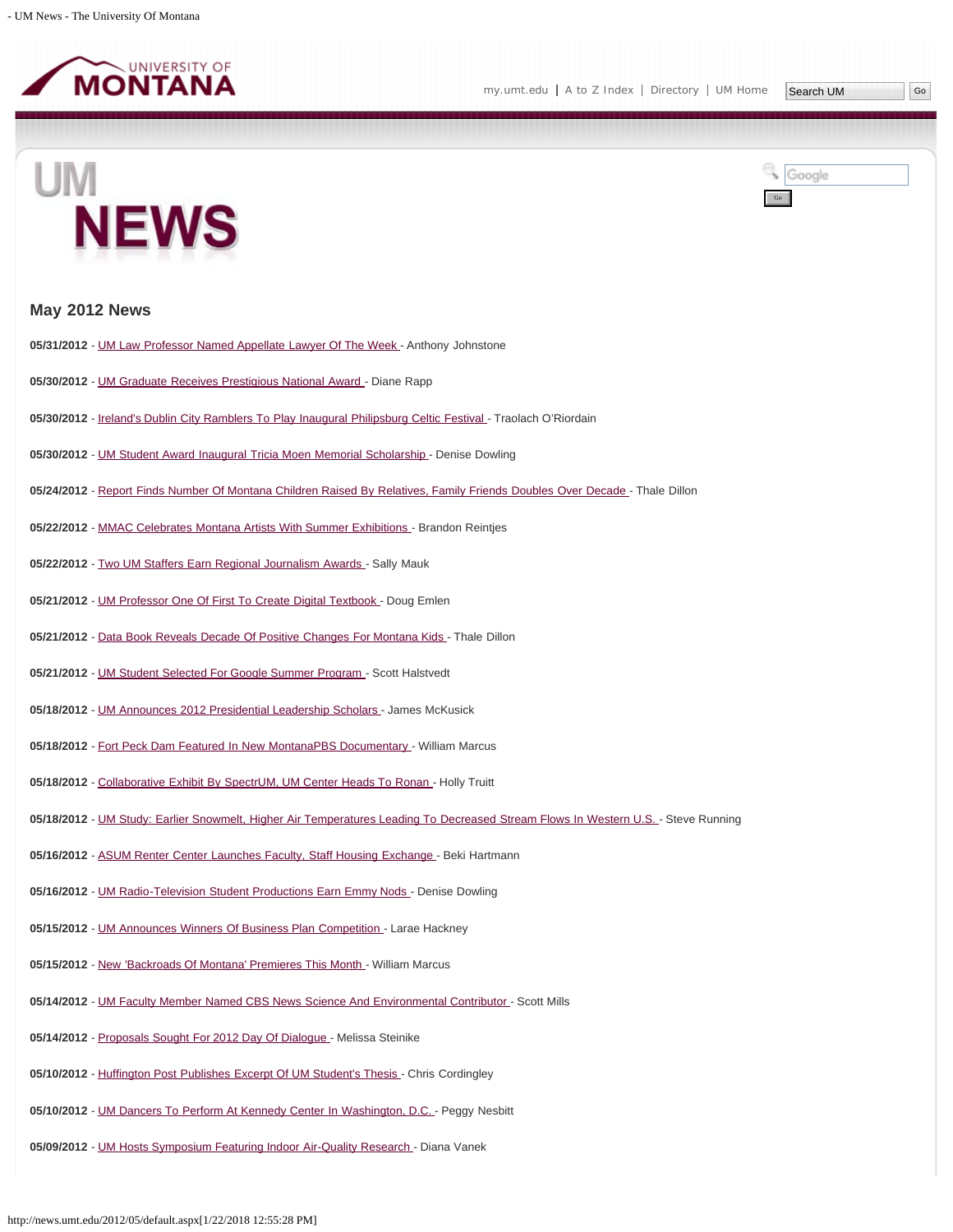# UM NEWS

## May 2012 News

**05/31/2012** - UM Law Professor Named Appellate Lawyer Of The Week - Anthony Johnstone

**05/30/2012** - UM Graduate Receives Prestigious National Award - Diane Rapp

**05/30/2012** - Ireland's Dublin City Ramblers To Play Inaugural Philipsburg Celtic Festival - Traolach O'Riordain

**05/30/2012** - UM Student Award Inaugural Tricia Moen Memorial Scholarship - Denise Dowling

**05/24/2012** - Report Finds Number Of Montana Children Raised By Relatives, Family Friends Doubles Over Decade - Thale Dillon

**05/22/2012** - MMAC Celebrates Montana Artists With Summer Exhibitions - Brandon Reintjes

**05/22/2012** - Two UM Staffers Earn Regional Journalism Awards - Sally Mauk

**05/21/2012** - UM Professor One Of First To Create Digital Textbook - Doug Emlen

**05/21/2012** - Data Book Reveals Decade Of Positive Changes For Montana Kids - Thale Dillon

**05/21/2012** - UM Student Selected For Google Summer Program - Scott Halstvedt

**05/18/2012** - UM Announces 2012 Presidential Leadership Scholars - James McKusick

**05/18/2012** - Fort Peck Dam Featured In New MontanaPBS Documentary - William Marcus

**05/18/2012** - Collaborative Exhibit By SpectrUM, UM Center Heads To Ronan - Holly Truitt

**05/18/2012** - UM Study: Earlier Snowmelt, Higher Air Temperatures Leading To Decreased Stream Flows In Western U.S. - Steve Running

**05/16/2012** - ASUM Renter Center Launches Faculty, Staff Housing Exchange - Beki Hartmann

**05/16/2012** - UM Radio-Television Student Productions Earn Emmy Nods - Denise Dowling

**05/15/2012** - UM Announces Winners Of Business Plan Competition - Larae Hackney

**05/15/2012** - New 'Backroads Of Montana' Premieres This Month - William Marcus

**05/14/2012** - UM Faculty Member Named CBS News Science And Environmental Contributor - Scott Mills

**05/14/2012** - Proposals Sought For 2012 Day Of Dialogue - Melissa Steinike

**05/10/2012** - Huffington Post Publishes Excerpt Of UM Student's Thesis - Chris Cordingley

**05/10/2012** - UM Dancers To Perform At Kennedy Center In Washington, D.C. - Peggy Nesbitt

**05/09/2012** - UM Hosts Symposium Featuring Indoor Air-Quality Research - Diana Vanek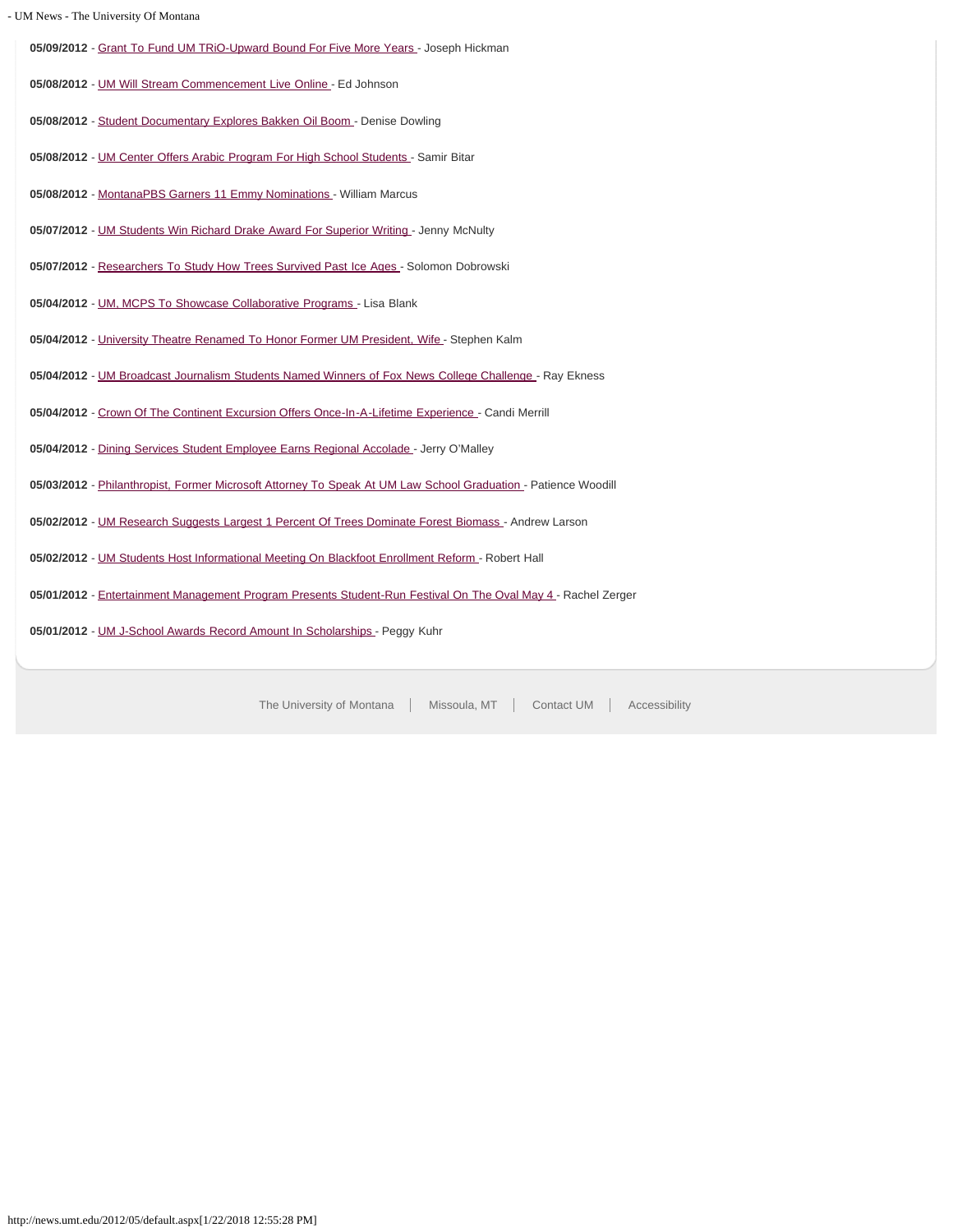**05/09/2012** - Grant To Fund UM TRiO-Upward Bound For Five More Years - Joseph Hickman

**05/08/2012** - UM Will Stream Commencement Live Online - Ed Johnson

**05/08/2012** - Student Documentary Explores Bakken Oil Boom - Denise Dowling

**05/08/2012** - UM Center Offers Arabic Program For High School Students - Samir Bitar

**05/08/2012** - MontanaPBS Garners 11 Emmy Nominations - William Marcus

**05/07/2012** - UM Students Win Richard Drake Award For Superior Writing - Jenny McNulty

**05/07/2012** - Researchers To Study How Trees Survived Past Ice Ages - Solomon Dobrowski

**05/04/2012** - UM, MCPS To Showcase Collaborative Programs - Lisa Blank

**05/04/2012** - University Theatre Renamed To Honor Former UM President, Wife - Stephen Kalm

**05/04/2012** - UM Broadcast Journalism Students Named Winners of Fox News College Challenge - Ray Ekness

**05/04/2012** - Crown Of The Continent Excursion Offers Once-In-A-Lifetime Experience - Candi Merrill

**05/04/2012** - Dining Services Student Employee Earns Regional Accolade - Jerry O'Malley

**05/03/2012** - Philanthropist, Former Microsoft Attorney To Speak At UM Law School Graduation - Patience Woodill

**05/02/2012** - UM Research Suggests Largest 1 Percent Of Trees Dominate Forest Biomass - Andrew Larson

**05/02/2012** - UM Students Host Informational Meeting On Blackfoot Enrollment Reform - Robert Hall

**05/01/2012** - Entertainment Management Program Presents Student-Run Festival On The Oval May 4 - Rachel Zerger

**05/01/2012** - UM J-School Awards Record Amount In Scholarships - Peggy Kuhr

The University of Montana | Missoula, MT | Contact UM | Accessibility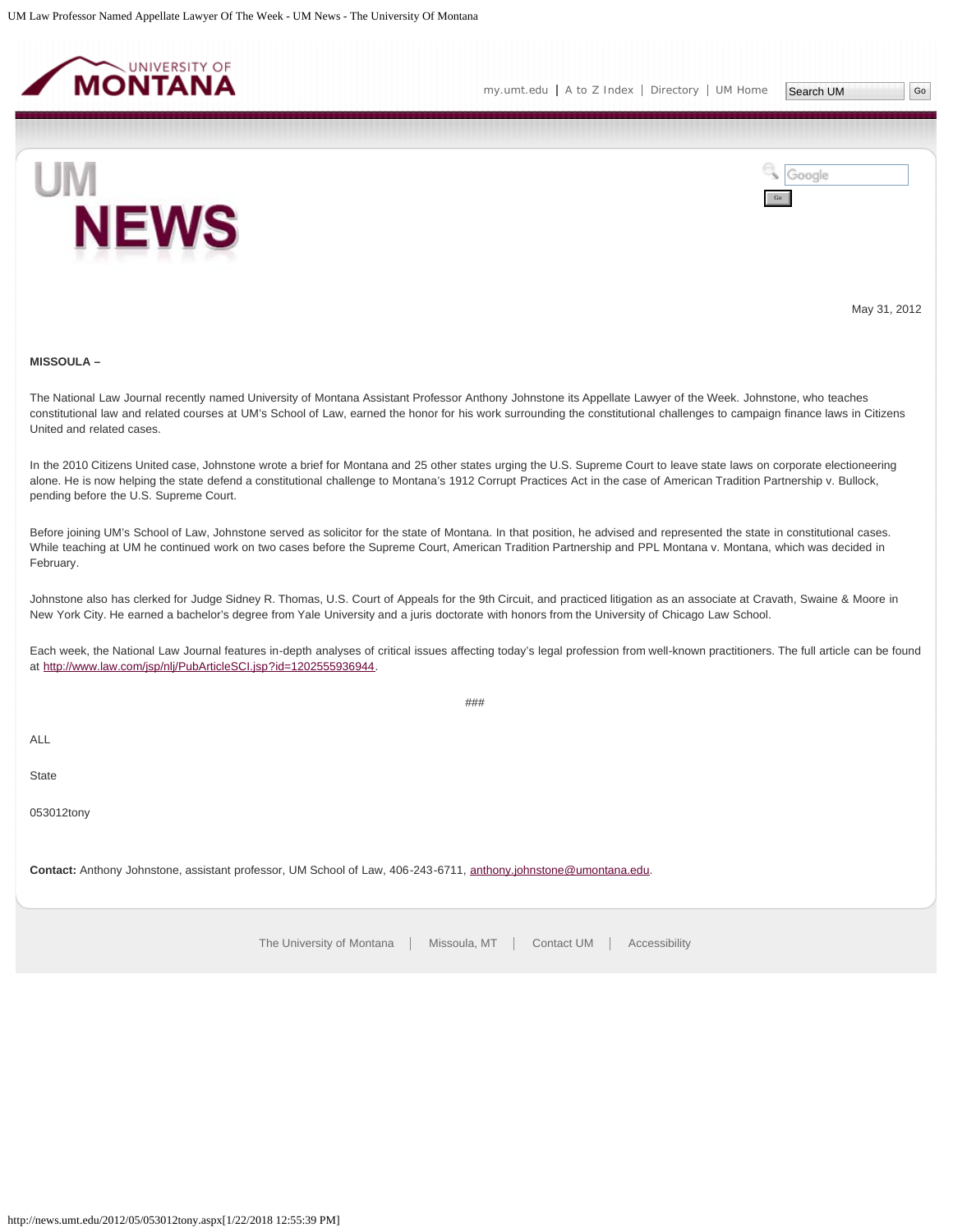May 31, 2012

**MISSOULA –**

The National Law Journal recently named University of Montana Assistant Professor Anthony Johnstone its Appellate Lawyer of the Week. Johnstone, who teaches constitutional law and related courses at UM's School of Law, earned the honor for his work surrounding the constitutional challenges to campaign finance laws in Citizens United and related cases.

In the 2010 Citizens United case, Johnstone wrote a brief for Montana and 25 other states urging the U.S. Supreme Court to leave state laws on corporate electioneering alone. He is now helping the state defend a constitutional challenge to Montana's 1912 Corrupt Practices Act in the case of American Tradition Partnership v. Bullock, pending before the U.S. Supreme Court.

Before joining UM's School of Law, Johnstone served as solicitor for the state of Montana. In that position, he advised and represented the state in constitutional cases. While teaching at UM he continued work on two cases before the Supreme Court, American Tradition Partnership and PPL Montana v. Montana, which was decided in February.

Johnstone also has clerked for Judge Sidney R. Thomas, U.S. Court of Appeals for the 9th Circuit, and practiced litigation as an associate at Cravath, Swaine & Moore in New York City. He earned a bachelor's degree from Yale University and a juris doctorate with honors from the University of Chicago Law School.

Each week, the National Law Journal features in-depth analyses of critical issues affecting today's legal profession from well-known practitioners. The full article can be found at http://www.law.com/jsp/nlj/PubArticleSCI.jsp?id=1202555936944.

###

ALL

State

053012tony

**Contact:** Anthony Johnstone, assistant professor, UM School of Law, 406-243-6711, anthony.johnstone@umontana.edu.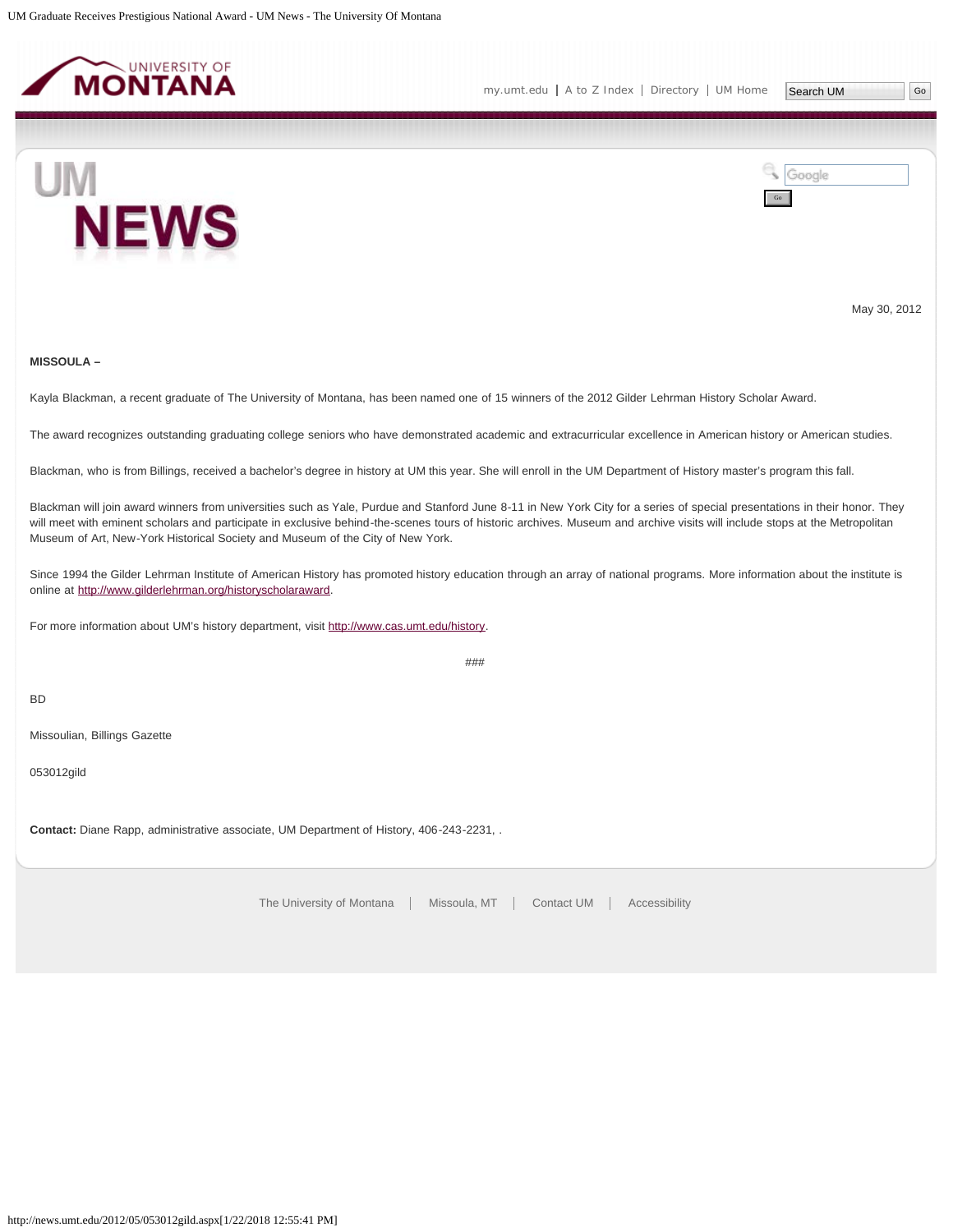May 30, 2012

**MISSOULA –**

Kayla Blackman, a recent graduate of The University of Montana, has been named one of 15 winners of the 2012 Gilder Lehrman History Scholar Award.

The award recognizes outstanding graduating college seniors who have demonstrated academic and extracurricular excellence in American history or American studies.

Blackman, who is from Billings, received a bachelor's degree in history at UM this year. She will enroll in the UM Department of History master's program this fall.

Blackman will join award winners from universities such as Yale, Purdue and Stanford June 8-11 in New York City for a series of special presentations in their honor. They will meet with eminent scholars and participate in exclusive behind-the-scenes tours of historic archives. Museum and archive visits will include stops at the Metropolitan Museum of Art, New-York Historical Society and Museum of the City of New York.

Since 1994 the Gilder Lehrman Institute of American History has promoted history education through an array of national programs. More information about the institute is online at http://www.gilderlehrman.org/historyscholaraward.

For more information about UM's history department, visit http://www.cas.umt.edu/history.

###

BD

Missoulian, Billings Gazette

053012gild

**Contact:** Diane Rapp, administrative associate, UM Department of History, 406-243-2231, .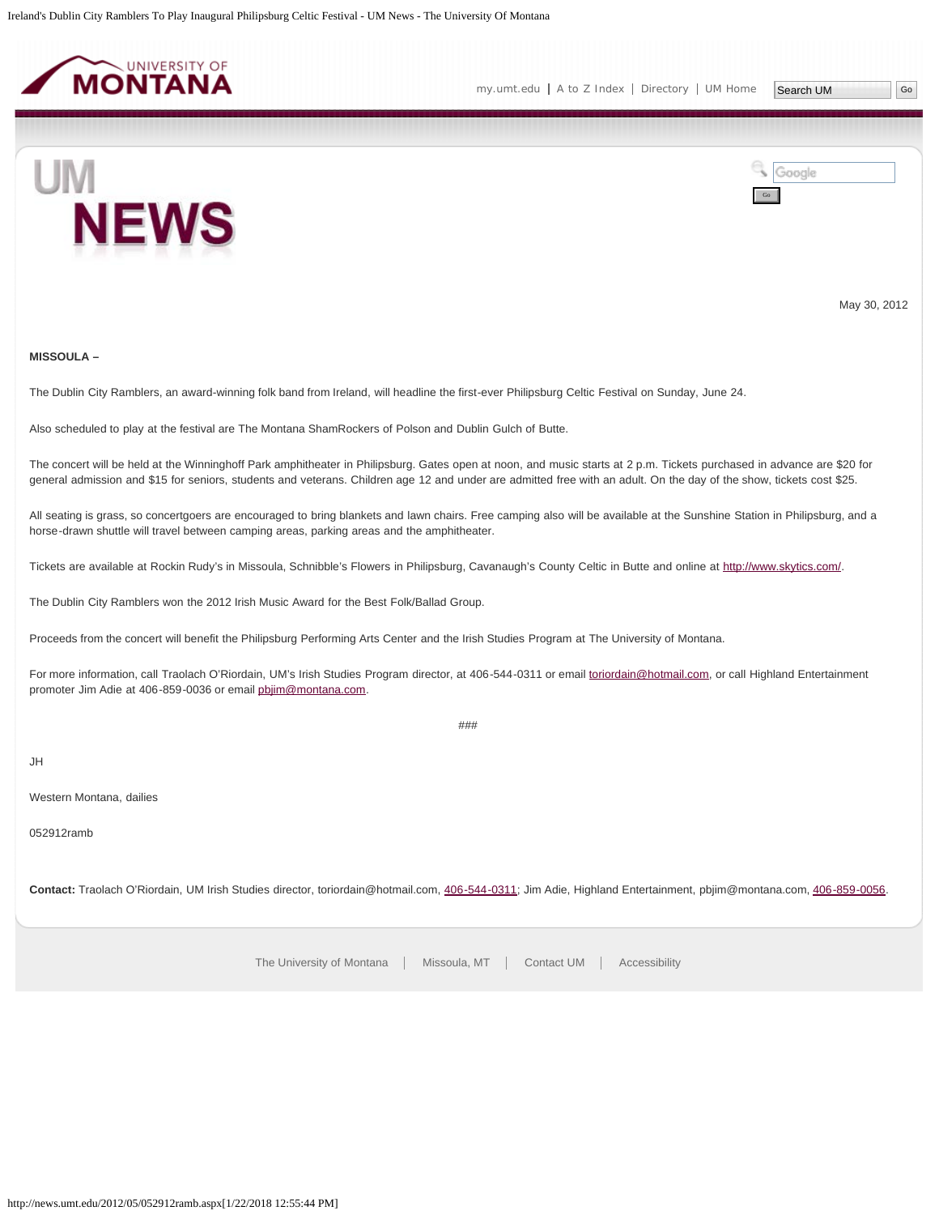May 30, 2012

**MISSOULA –**

The Dublin City Ramblers, an award-winning folk band from Ireland, will headline the first-ever Philipsburg Celtic Festival on Sunday, June 24.

Also scheduled to play at the festival are The Montana ShamRockers of Polson and Dublin Gulch of Butte.

The concert will be held at the Winninghoff Park amphitheater in Philipsburg. Gates open at noon, and music starts at 2 p.m. Tickets purchased in advance are $20 for general admission and $15 for seniors, students and veterans. Children age 12 and under are admitted free with an adult. On the day of the show, tickets cost $25.

All seating is grass, so concertgoers are encouraged to bring blankets and lawn chairs. Free camping also will be available at the Sunshine Station in Philipsburg, and a horse-drawn shuttle will travel between camping areas, parking areas and the amphitheater.

Tickets are available at Rockin Rudy's in Missoula, Schnibble's Flowers in Philipsburg, Cavanaugh's County Celtic in Butte and online at [http://www.skytics.com/](http://www.skytics.com/).

The Dublin City Ramblers won the 2012 Irish Music Award for the Best Folk/Ballad Group.

Proceeds from the concert will benefit the Philipsburg Performing Arts Center and the Irish Studies Program at The University of Montana.

For more information, call Traolach O'Riordain, UM's Irish Studies Program director, at 406-544-0311 or email [toriordain@hotmail.com](mailto:toriordain@hotmail.com), or call Highland Entertainment promoter Jim Adie at 406-859-0036 or email [pbjim@montana.com](mailto:pbjim@montana.com).

###

JH

Western Montana, dailies

052912ramb

**Contact:** Traolach O'Riordain, UM Irish Studies director, toriordain@hotmail.com, 406-544-0311; Jim Adie, Highland Entertainment, pbjim@montana.com, 406-859-0056.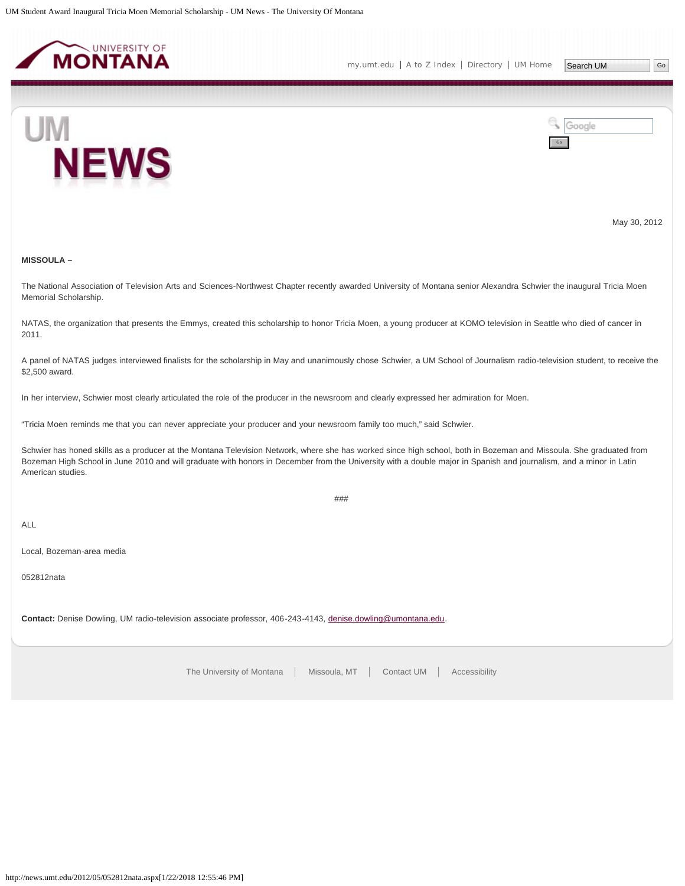May 30, 2012

**MISSOULA –**

The National Association of Television Arts and Sciences-Northwest Chapter recently awarded University of Montana senior Alexandra Schwier the inaugural Tricia Moen Memorial Scholarship.

NATAS, the organization that presents the Emmys, created this scholarship to honor Tricia Moen, a young producer at KOMO television in Seattle who died of cancer in 2011.

A panel of NATAS judges interviewed finalists for the scholarship in May and unanimously chose Schwier, a UM School of Journalism radio-television student, to receive the $2,500 award.

In her interview, Schwier most clearly articulated the role of the producer in the newsroom and clearly expressed her admiration for Moen.

"Tricia Moen reminds me that you can never appreciate your producer and your newsroom family too much," said Schwier.

Schwier has honed skills as a producer at the Montana Television Network, where she has worked since high school, both in Bozeman and Missoula. She graduated from Bozeman High School in June 2010 and will graduate with honors in December from the University with a double major in Spanish and journalism, and a minor in Latin American studies.

###

ALL

Local, Bozeman-area media

052812nata

**Contact:** Denise Dowling, UM radio-television associate professor, 406-243-4143, denise.dowling@umontana.edu.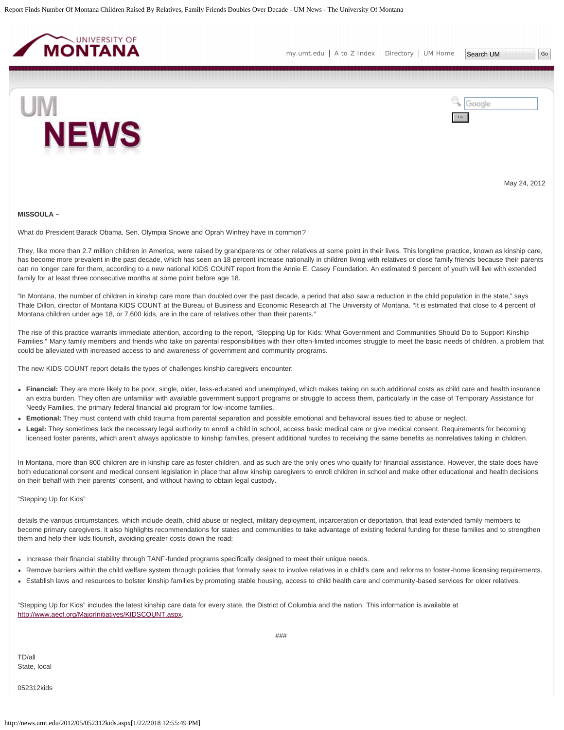May 24, 2012

**MISSOULA –**

What do President Barack Obama, Sen. Olympia Snowe and Oprah Winfrey have in common?

They, like more than 2.7 million children in America, were raised by grandparents or other relatives at some point in their lives. This longtime practice, known as kinship care, has become more prevalent in the past decade, which has seen an 18 percent increase nationally in children living with relatives or close family friends because their parents can no longer care for them, according to a new national KIDS COUNT report from the Annie E. Casey Foundation. An estimated 9 percent of youth will live with extended family for at least three consecutive months at some point before age 18.

"In Montana, the number of children in kinship care more than doubled over the past decade, a period that also saw a reduction in the child population in the state," says Thale Dillon, director of Montana KIDS COUNT at the Bureau of Business and Economic Research at The University of Montana. "It is estimated that close to 4 percent of Montana children under age 18, or 7,600 kids, are in the care of relatives other than their parents."

The rise of this practice warrants immediate attention, according to the report, "Stepping Up for Kids: What Government and Communities Should Do to Support Kinship Families." Many family members and friends who take on parental responsibilities with their often-limited incomes struggle to meet the basic needs of children, a problem that could be alleviated with increased access to and awareness of government and community programs.

The new KIDS COUNT report details the types of challenges kinship caregivers encounter:

- **Financial:** They are more likely to be poor, single, older, less-educated and unemployed, which makes taking on such additional costs as child care and health insurance an extra burden. They often are unfamiliar with available government support programs or struggle to access them, particularly in the case of Temporary Assistance for Needy Families, the primary federal financial aid program for low-income families.
- **Emotional:** They must contend with child trauma from parental separation and possible emotional and behavioral issues tied to abuse or neglect.
- **Legal:** They sometimes lack the necessary legal authority to enroll a child in school, access basic medical care or give medical consent. Requirements for becoming licensed foster parents, which aren't always applicable to kinship families, present additional hurdles to receiving the same benefits as nonrelatives taking in children.

In Montana, more than 800 children are in kinship care as foster children, and as such are the only ones who qualify for financial assistance. However, the state does have both educational consent and medical consent legislation in place that allow kinship caregivers to enroll children in school and make other educational and health decisions on their behalf with their parents' consent, and without having to obtain legal custody.

"Stepping Up for Kids"

details the various circumstances, which include death, child abuse or neglect, military deployment, incarceration or deportation, that lead extended family members to become primary caregivers. It also highlights recommendations for states and communities to take advantage of existing federal funding for these families and to strengthen them and help their kids flourish, avoiding greater costs down the road:

- Increase their financial stability through TANF-funded programs specifically designed to meet their unique needs.
- Remove barriers within the child welfare system through policies that formally seek to involve relatives in a child's care and reforms to foster-home licensing requirements.
- Establish laws and resources to bolster kinship families by promoting stable housing, access to child health care and community-based services for older relatives.

"Stepping Up for Kids" includes the latest kinship care data for every state, the District of Columbia and the nation. This information is available at http://www.aecf.org/MajorInitiatives/KIDSCOUNT.aspx.

###

TD/all
State, local

052312kids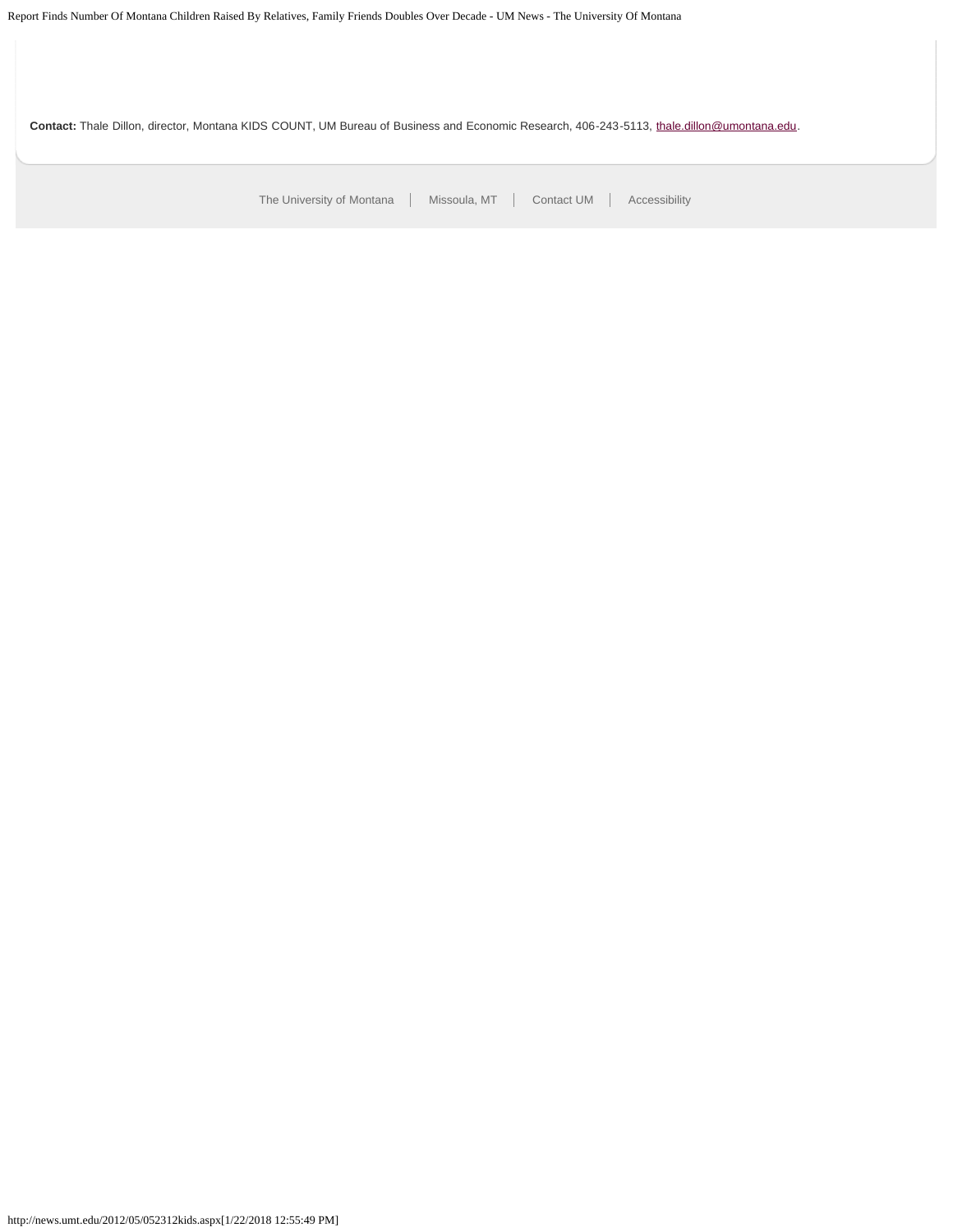**Contact:** Thale Dillon, director, Montana KIDS COUNT, UM Bureau of Business and Economic Research, 406-243-5113, thale.dillon@umontana.edu.

The University of Montana | Missoula, MT | Contact UM | Accessibility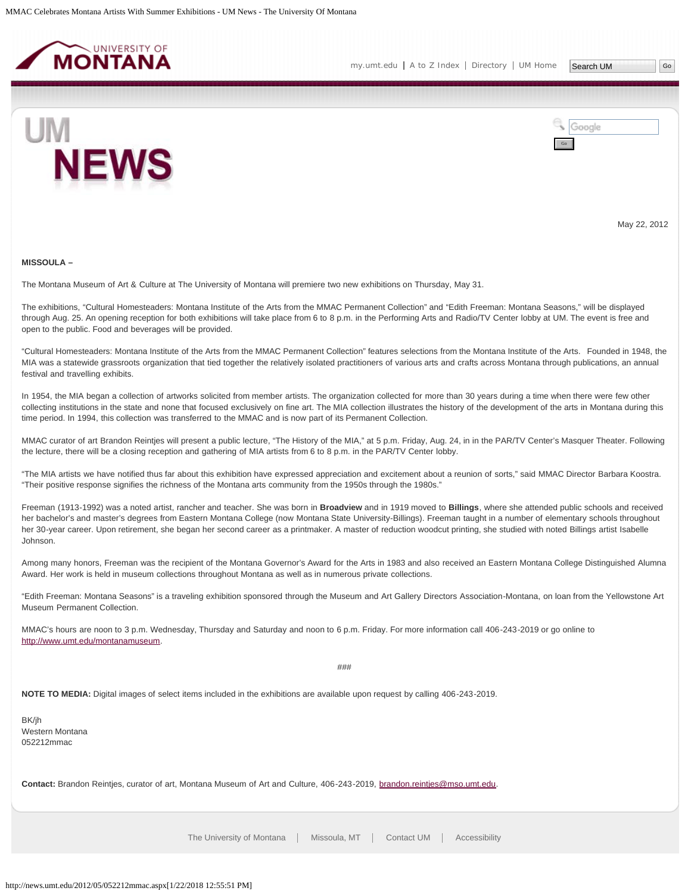May 22, 2012

**MISSOULA –**

The Montana Museum of Art & Culture at The University of Montana will premiere two new exhibitions on Thursday, May 31.

The exhibitions, "Cultural Homesteaders: Montana Institute of the Arts from the MMAC Permanent Collection" and "Edith Freeman: Montana Seasons," will be displayed through Aug. 25. An opening reception for both exhibitions will take place from 6 to 8 p.m. in the Performing Arts and Radio/TV Center lobby at UM. The event is free and open to the public. Food and beverages will be provided.

"Cultural Homesteaders: Montana Institute of the Arts from the MMAC Permanent Collection" features selections from the Montana Institute of the Arts. Founded in 1948, the MIA was a statewide grassroots organization that tied together the relatively isolated practitioners of various arts and crafts across Montana through publications, an annual festival and travelling exhibits.

In 1954, the MIA began a collection of artworks solicited from member artists. The organization collected for more than 30 years during a time when there were few other collecting institutions in the state and none that focused exclusively on fine art. The MIA collection illustrates the history of the development of the arts in Montana during this time period. In 1994, this collection was transferred to the MMAC and is now part of its Permanent Collection.

MMAC curator of art Brandon Reintjes will present a public lecture, "The History of the MIA," at 5 p.m. Friday, Aug. 24, in in the PAR/TV Center's Masquer Theater. Following the lecture, there will be a closing reception and gathering of MIA artists from 6 to 8 p.m. in the PAR/TV Center lobby.

"The MIA artists we have notified thus far about this exhibition have expressed appreciation and excitement about a reunion of sorts," said MMAC Director Barbara Koostra. "Their positive response signifies the richness of the Montana arts community from the 1950s through the 1980s."

Freeman (1913-1992) was a noted artist, rancher and teacher. She was born in **Broadview** and in 1919 moved to **Billings**, where she attended public schools and received her bachelor's and master's degrees from Eastern Montana College (now Montana State University-Billings). Freeman taught in a number of elementary schools throughout her 30-year career. Upon retirement, she began her second career as a printmaker. A master of reduction woodcut printing, she studied with noted Billings artist Isabelle Johnson.

Among many honors, Freeman was the recipient of the Montana Governor's Award for the Arts in 1983 and also received an Eastern Montana College Distinguished Alumna Award. Her work is held in museum collections throughout Montana as well as in numerous private collections.

"Edith Freeman: Montana Seasons" is a traveling exhibition sponsored through the Museum and Art Gallery Directors Association-Montana, on loan from the Yellowstone Art Museum Permanent Collection.

MMAC's hours are noon to 3 p.m. Wednesday, Thursday and Saturday and noon to 6 p.m. Friday. For more information call 406-243-2019 or go online to http://www.umt.edu/montanamuseum.

###

**NOTE TO MEDIA:** Digital images of select items included in the exhibitions are available upon request by calling 406-243-2019.

BK/jh
Western Montana
052212mmac

**Contact:** Brandon Reintjes, curator of art, Montana Museum of Art and Culture, 406-243-2019, brandon.reintjes@mso.umt.edu.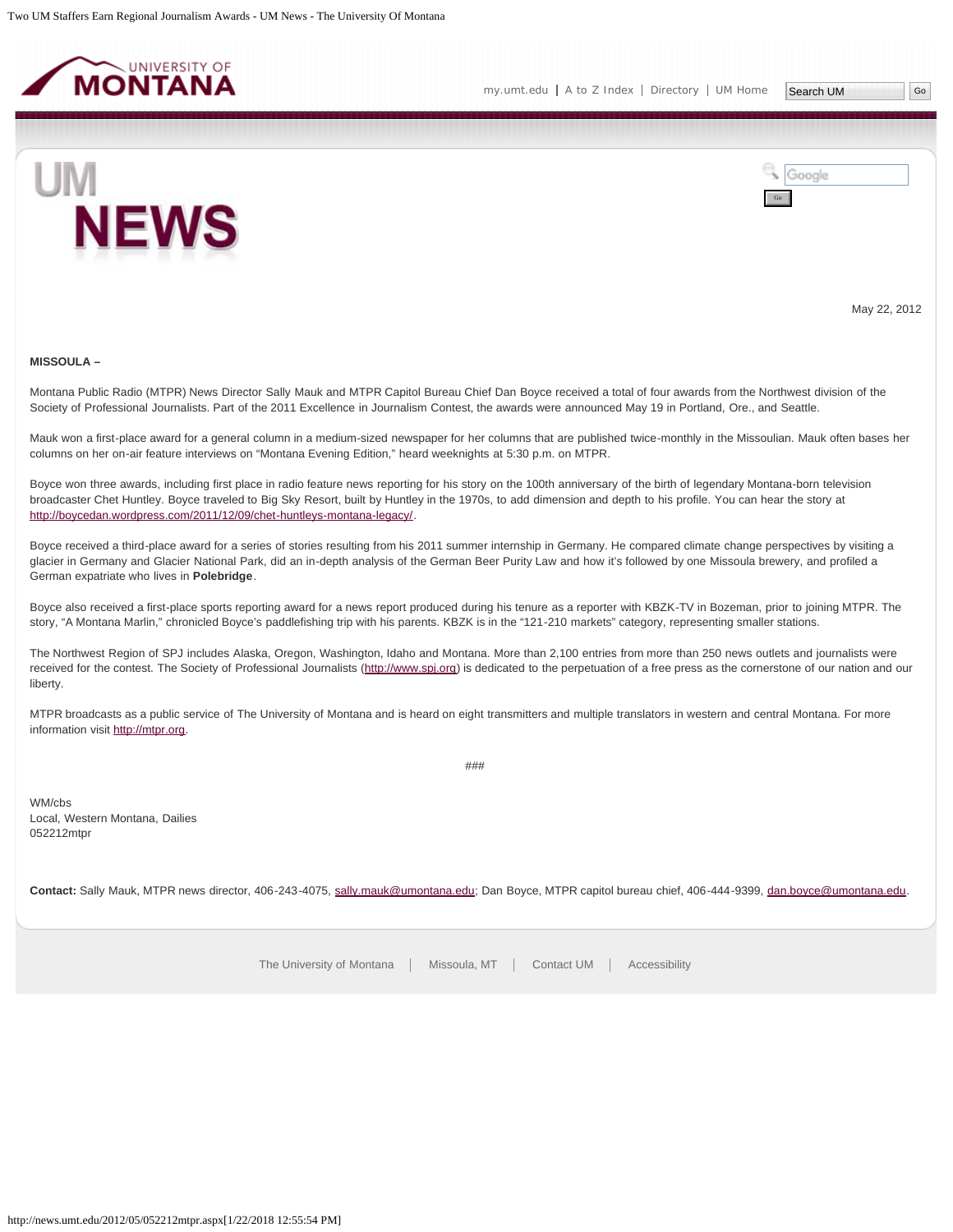May 22, 2012

**MISSOULA –**

Montana Public Radio (MTPR) News Director Sally Mauk and MTPR Capitol Bureau Chief Dan Boyce received a total of four awards from the Northwest division of the Society of Professional Journalists. Part of the 2011 Excellence in Journalism Contest, the awards were announced May 19 in Portland, Ore., and Seattle.

Mauk won a first-place award for a general column in a medium-sized newspaper for her columns that are published twice-monthly in the Missoulian. Mauk often bases her columns on her on-air feature interviews on "Montana Evening Edition," heard weeknights at 5:30 p.m. on MTPR.

Boyce won three awards, including first place in radio feature news reporting for his story on the 100th anniversary of the birth of legendary Montana-born television broadcaster Chet Huntley. Boyce traveled to Big Sky Resort, built by Huntley in the 1970s, to add dimension and depth to his profile. You can hear the story at http://boycedan.wordpress.com/2011/12/09/chet-huntleys-montana-legacy/.

Boyce received a third-place award for a series of stories resulting from his 2011 summer internship in Germany. He compared climate change perspectives by visiting a glacier in Germany and Glacier National Park, did an in-depth analysis of the German Beer Purity Law and how it's followed by one Missoula brewery, and profiled a German expatriate who lives in **Polebridge**.

Boyce also received a first-place sports reporting award for a news report produced during his tenure as a reporter with KBZK-TV in Bozeman, prior to joining MTPR. The story, "A Montana Marlin," chronicled Boyce's paddlefishing trip with his parents. KBZK is in the "121-210 markets" category, representing smaller stations.

The Northwest Region of SPJ includes Alaska, Oregon, Washington, Idaho and Montana. More than 2,100 entries from more than 250 news outlets and journalists were received for the contest. The Society of Professional Journalists (http://www.spj.org) is dedicated to the perpetuation of a free press as the cornerstone of our nation and our liberty.

MTPR broadcasts as a public service of The University of Montana and is heard on eight transmitters and multiple translators in western and central Montana. For more information visit http://mtpr.org.

###

WM/cbs
Local, Western Montana, Dailies
052212mtpr

**Contact:** Sally Mauk, MTPR news director, 406-243-4075, sally.mauk@umontana.edu; Dan Boyce, MTPR capitol bureau chief, 406-444-9399, dan.boyce@umontana.edu.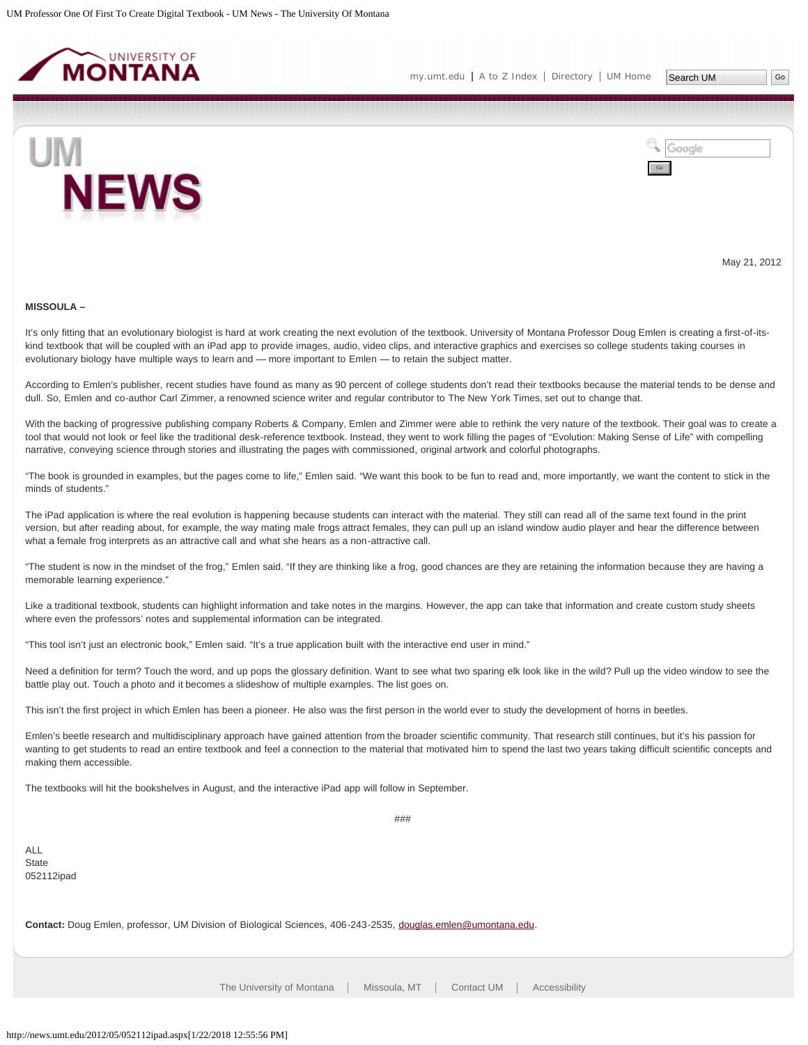May 21, 2012

**MISSOULA –**

It's only fitting that an evolutionary biologist is hard at work creating the next evolution of the textbook. University of Montana Professor Doug Emlen is creating a first-of-its-kind textbook that will be coupled with an iPad app to provide images, audio, video clips, and interactive graphics and exercises so college students taking courses in evolutionary biology have multiple ways to learn and — more important to Emlen — to retain the subject matter.

According to Emlen's publisher, recent studies have found as many as 90 percent of college students don't read their textbooks because the material tends to be dense and dull. So, Emlen and co-author Carl Zimmer, a renowned science writer and regular contributor to The New York Times, set out to change that.

With the backing of progressive publishing company Roberts & Company, Emlen and Zimmer were able to rethink the very nature of the textbook. Their goal was to create a tool that would not look or feel like the traditional desk-reference textbook. Instead, they went to work filling the pages of "Evolution: Making Sense of Life" with compelling narrative, conveying science through stories and illustrating the pages with commissioned, original artwork and colorful photographs.

"The book is grounded in examples, but the pages come to life," Emlen said. "We want this book to be fun to read and, more importantly, we want the content to stick in the minds of students."

The iPad application is where the real evolution is happening because students can interact with the material. They still can read all of the same text found in the print version, but after reading about, for example, the way mating male frogs attract females, they can pull up an island window audio player and hear the difference between what a female frog interprets as an attractive call and what she hears as a non-attractive call.

"The student is now in the mindset of the frog," Emlen said. "If they are thinking like a frog, good chances are they are retaining the information because they are having a memorable learning experience."

Like a traditional textbook, students can highlight information and take notes in the margins. However, the app can take that information and create custom study sheets where even the professors' notes and supplemental information can be integrated.

"This tool isn't just an electronic book," Emlen said. "It's a true application built with the interactive end user in mind."

Need a definition for term? Touch the word, and up pops the glossary definition. Want to see what two sparing elk look like in the wild? Pull up the video window to see the battle play out. Touch a photo and it becomes a slideshow of multiple examples. The list goes on.

This isn't the first project in which Emlen has been a pioneer. He also was the first person in the world ever to study the development of horns in beetles.

Emlen's beetle research and multidisciplinary approach have gained attention from the broader scientific community. That research still continues, but it's his passion for wanting to get students to read an entire textbook and feel a connection to the material that motivated him to spend the last two years taking difficult scientific concepts and making them accessible.

The textbooks will hit the bookshelves in August, and the interactive iPad app will follow in September.

###

ALL
State
052112ipad

**Contact:** Doug Emlen, professor, UM Division of Biological Sciences, 406-243-2535, douglas.emlen@umontana.edu.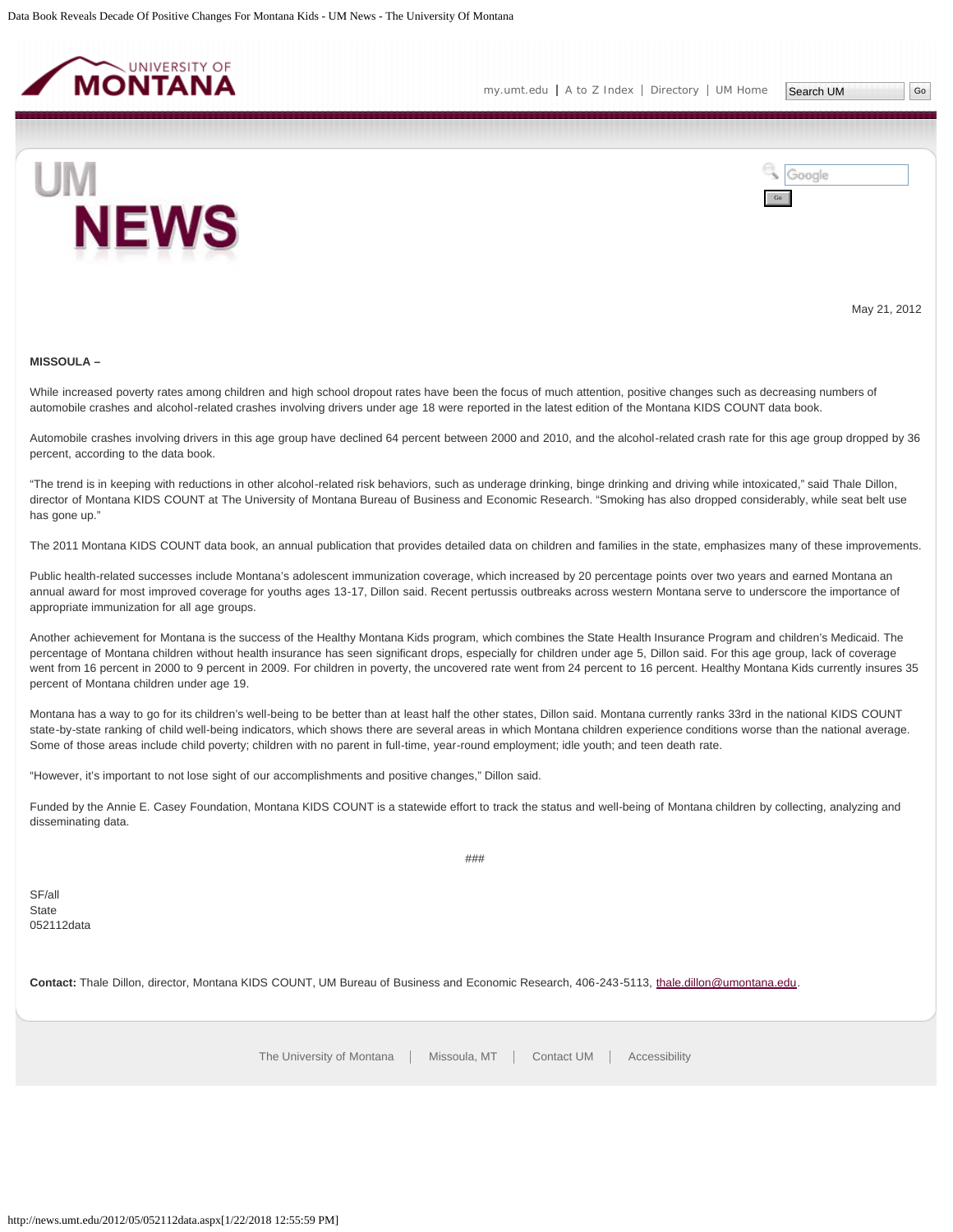May 21, 2012

**MISSOULA –**

While increased poverty rates among children and high school dropout rates have been the focus of much attention, positive changes such as decreasing numbers of automobile crashes and alcohol-related crashes involving drivers under age 18 were reported in the latest edition of the Montana KIDS COUNT data book.

Automobile crashes involving drivers in this age group have declined 64 percent between 2000 and 2010, and the alcohol-related crash rate for this age group dropped by 36 percent, according to the data book.

"The trend is in keeping with reductions in other alcohol-related risk behaviors, such as underage drinking, binge drinking and driving while intoxicated," said Thale Dillon, director of Montana KIDS COUNT at The University of Montana Bureau of Business and Economic Research. "Smoking has also dropped considerably, while seat belt use has gone up."

The 2011 Montana KIDS COUNT data book, an annual publication that provides detailed data on children and families in the state, emphasizes many of these improvements.

Public health-related successes include Montana's adolescent immunization coverage, which increased by 20 percentage points over two years and earned Montana an annual award for most improved coverage for youths ages 13-17, Dillon said. Recent pertussis outbreaks across western Montana serve to underscore the importance of appropriate immunization for all age groups.

Another achievement for Montana is the success of the Healthy Montana Kids program, which combines the State Health Insurance Program and children's Medicaid. The percentage of Montana children without health insurance has seen significant drops, especially for children under age 5, Dillon said. For this age group, lack of coverage went from 16 percent in 2000 to 9 percent in 2009. For children in poverty, the uncovered rate went from 24 percent to 16 percent. Healthy Montana Kids currently insures 35 percent of Montana children under age 19.

Montana has a way to go for its children's well-being to be better than at least half the other states, Dillon said. Montana currently ranks 33rd in the national KIDS COUNT state-by-state ranking of child well-being indicators, which shows there are several areas in which Montana children experience conditions worse than the national average. Some of those areas include child poverty; children with no parent in full-time, year-round employment; idle youth; and teen death rate.

"However, it's important to not lose sight of our accomplishments and positive changes," Dillon said.

Funded by the Annie E. Casey Foundation, Montana KIDS COUNT is a statewide effort to track the status and well-being of Montana children by collecting, analyzing and disseminating data.

###

SF/all
State
052112data

**Contact:** Thale Dillon, director, Montana KIDS COUNT, UM Bureau of Business and Economic Research, 406-243-5113, thale.dillon@umontana.edu.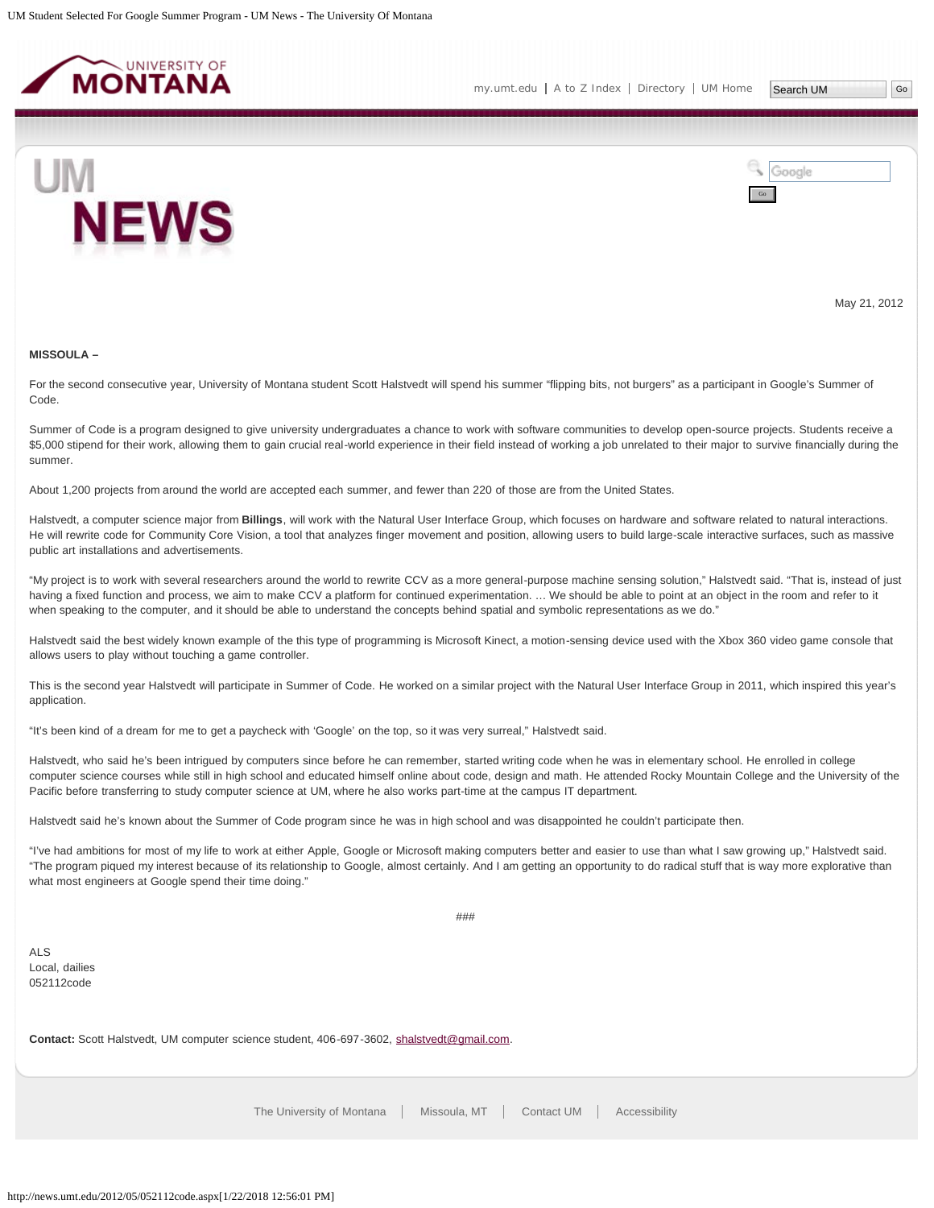May 21, 2012

**MISSOULA –**

For the second consecutive year, University of Montana student Scott Halstvedt will spend his summer "flipping bits, not burgers" as a participant in Google's Summer of Code.

Summer of Code is a program designed to give university undergraduates a chance to work with software communities to develop open-source projects. Students receive a $5,000 stipend for their work, allowing them to gain crucial real-world experience in their field instead of working a job unrelated to their major to survive financially during the summer.

About 1,200 projects from around the world are accepted each summer, and fewer than 220 of those are from the United States.

Halstvedt, a computer science major from **Billings**, will work with the Natural User Interface Group, which focuses on hardware and software related to natural interactions. He will rewrite code for Community Core Vision, a tool that analyzes finger movement and position, allowing users to build large-scale interactive surfaces, such as massive public art installations and advertisements.

"My project is to work with several researchers around the world to rewrite CCV as a more general-purpose machine sensing solution," Halstvedt said. "That is, instead of just having a fixed function and process, we aim to make CCV a platform for continued experimentation. … We should be able to point at an object in the room and refer to it when speaking to the computer, and it should be able to understand the concepts behind spatial and symbolic representations as we do."

Halstvedt said the best widely known example of the this type of programming is Microsoft Kinect, a motion-sensing device used with the Xbox 360 video game console that allows users to play without touching a game controller.

This is the second year Halstvedt will participate in Summer of Code. He worked on a similar project with the Natural User Interface Group in 2011, which inspired this year's application.

"It's been kind of a dream for me to get a paycheck with 'Google' on the top, so it was very surreal," Halstvedt said.

Halstvedt, who said he's been intrigued by computers since before he can remember, started writing code when he was in elementary school. He enrolled in college computer science courses while still in high school and educated himself online about code, design and math. He attended Rocky Mountain College and the University of the Pacific before transferring to study computer science at UM, where he also works part-time at the campus IT department.

Halstvedt said he's known about the Summer of Code program since he was in high school and was disappointed he couldn't participate then.

"I've had ambitions for most of my life to work at either Apple, Google or Microsoft making computers better and easier to use than what I saw growing up," Halstvedt said. "The program piqued my interest because of its relationship to Google, almost certainly. And I am getting an opportunity to do radical stuff that is way more explorative than what most engineers at Google spend their time doing."

###

ALS
Local, dailies
052112code

**Contact:** Scott Halstvedt, UM computer science student, 406-697-3602, shalstvedt@gmail.com.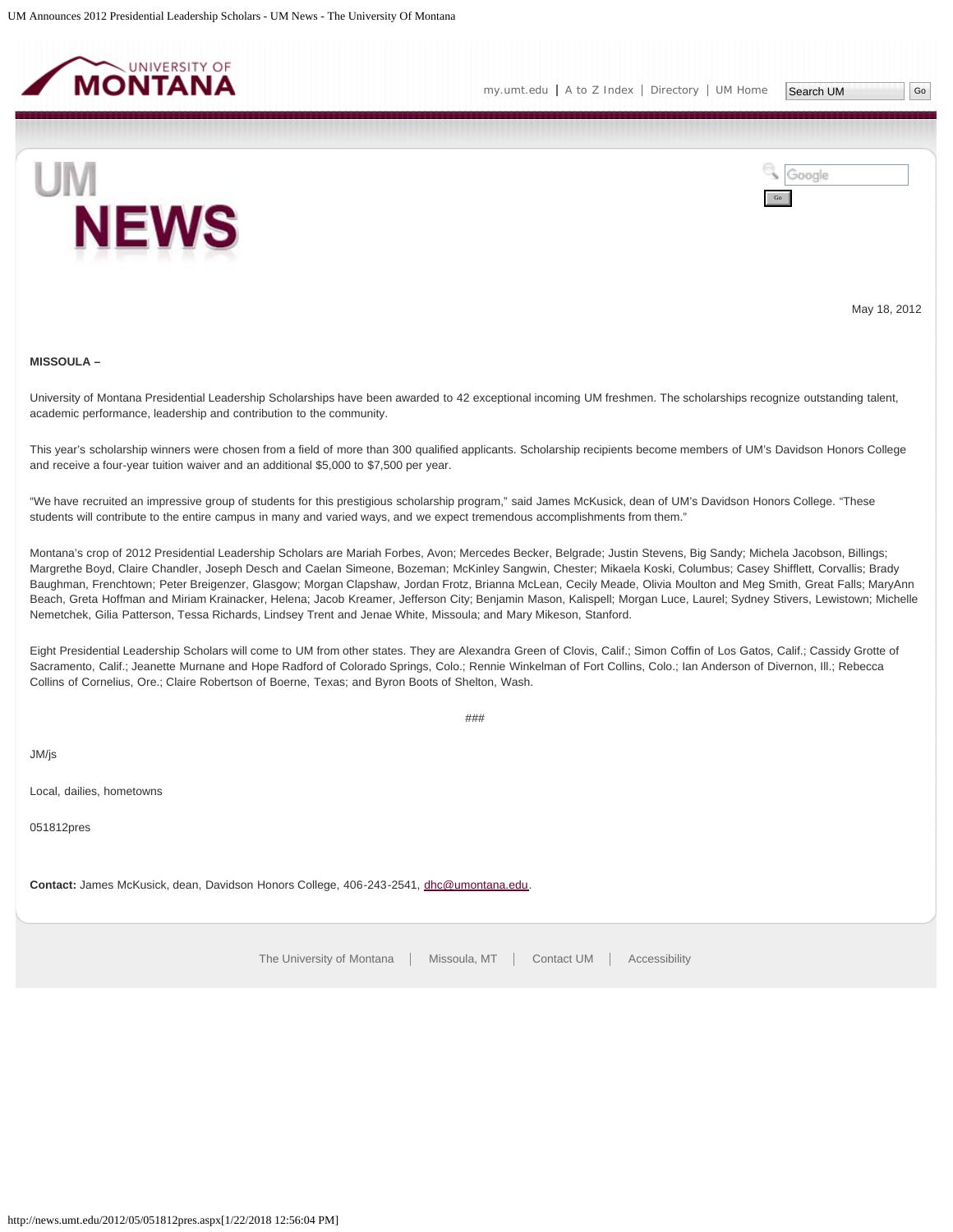May 18, 2012

**MISSOULA –**

University of Montana Presidential Leadership Scholarships have been awarded to 42 exceptional incoming UM freshmen. The scholarships recognize outstanding talent, academic performance, leadership and contribution to the community.

This year's scholarship winners were chosen from a field of more than 300 qualified applicants. Scholarship recipients become members of UM's Davidson Honors College and receive a four-year tuition waiver and an additional $5,000 to $7,500 per year.

"We have recruited an impressive group of students for this prestigious scholarship program," said James McKusick, dean of UM's Davidson Honors College. "These students will contribute to the entire campus in many and varied ways, and we expect tremendous accomplishments from them."

Montana's crop of 2012 Presidential Leadership Scholars are Mariah Forbes, Avon; Mercedes Becker, Belgrade; Justin Stevens, Big Sandy; Michela Jacobson, Billings; Margrethe Boyd, Claire Chandler, Joseph Desch and Caelan Simeone, Bozeman; McKinley Sangwin, Chester; Mikaela Koski, Columbus; Casey Shifflett, Corvallis; Brady Baughman, Frenchtown; Peter Breigenzer, Glasgow; Morgan Clapshaw, Jordan Frotz, Brianna McLean, Cecily Meade, Olivia Moulton and Meg Smith, Great Falls; MaryAnn Beach, Greta Hoffman and Miriam Krainacker, Helena; Jacob Kreamer, Jefferson City; Benjamin Mason, Kalispell; Morgan Luce, Laurel; Sydney Stivers, Lewistown; Michelle Nemetchek, Gilia Patterson, Tessa Richards, Lindsey Trent and Jenae White, Missoula; and Mary Mikeson, Stanford.

Eight Presidential Leadership Scholars will come to UM from other states. They are Alexandra Green of Clovis, Calif.; Simon Coffin of Los Gatos, Calif.; Cassidy Grotte of Sacramento, Calif.; Jeanette Murnane and Hope Radford of Colorado Springs, Colo.; Rennie Winkelman of Fort Collins, Colo.; Ian Anderson of Divernon, Ill.; Rebecca Collins of Cornelius, Ore.; Claire Robertson of Boerne, Texas; and Byron Boots of Shelton, Wash.

###

JM/js

Local, dailies, hometowns

051812pres

**Contact:** James McKusick, dean, Davidson Honors College, 406-243-2541, dhc@umontana.edu.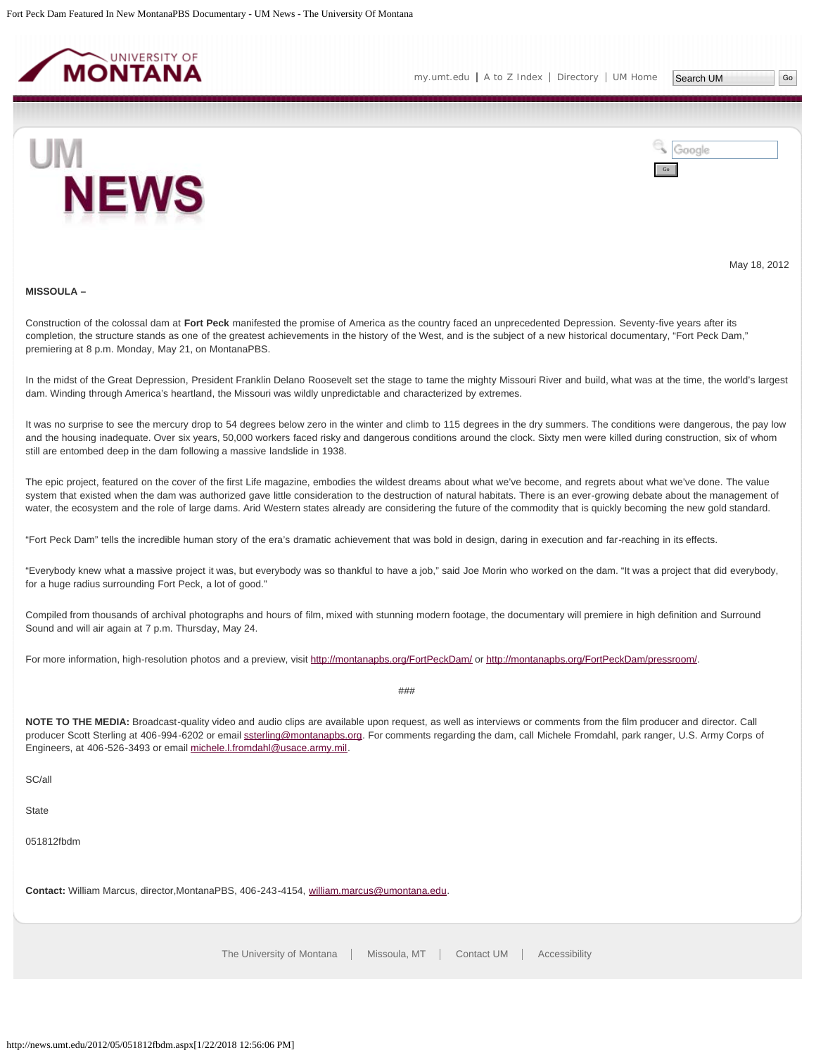May 18, 2012

**MISSOULA –**

Construction of the colossal dam at **Fort Peck** manifested the promise of America as the country faced an unprecedented Depression. Seventy-five years after its completion, the structure stands as one of the greatest achievements in the history of the West, and is the subject of a new historical documentary, "Fort Peck Dam," premiering at 8 p.m. Monday, May 21, on MontanaPBS.

In the midst of the Great Depression, President Franklin Delano Roosevelt set the stage to tame the mighty Missouri River and build, what was at the time, the world's largest dam. Winding through America's heartland, the Missouri was wildly unpredictable and characterized by extremes.

It was no surprise to see the mercury drop to 54 degrees below zero in the winter and climb to 115 degrees in the dry summers. The conditions were dangerous, the pay low and the housing inadequate. Over six years, 50,000 workers faced risky and dangerous conditions around the clock. Sixty men were killed during construction, six of whom still are entombed deep in the dam following a massive landslide in 1938.

The epic project, featured on the cover of the first Life magazine, embodies the wildest dreams about what we've become, and regrets about what we've done. The value system that existed when the dam was authorized gave little consideration to the destruction of natural habitats. There is an ever-growing debate about the management of water, the ecosystem and the role of large dams. Arid Western states already are considering the future of the commodity that is quickly becoming the new gold standard.

"Fort Peck Dam" tells the incredible human story of the era's dramatic achievement that was bold in design, daring in execution and far-reaching in its effects.

"Everybody knew what a massive project it was, but everybody was so thankful to have a job," said Joe Morin who worked on the dam. "It was a project that did everybody, for a huge radius surrounding Fort Peck, a lot of good."

Compiled from thousands of archival photographs and hours of film, mixed with stunning modern footage, the documentary will premiere in high definition and Surround Sound and will air again at 7 p.m. Thursday, May 24.

For more information, high-resolution photos and a preview, visit http://montanapbs.org/FortPeckDam/ or http://montanapbs.org/FortPeckDam/pressroom/.

###

**NOTE TO THE MEDIA:** Broadcast-quality video and audio clips are available upon request, as well as interviews or comments from the film producer and director. Call producer Scott Sterling at 406-994-6202 or email ssterling@montanapbs.org. For comments regarding the dam, call Michele Fromdahl, park ranger, U.S. Army Corps of Engineers, at 406-526-3493 or email michele.l.fromdahl@usace.army.mil.

SC/all

State

051812fbdm

**Contact:** William Marcus, director,MontanaPBS, 406-243-4154, william.marcus@umontana.edu.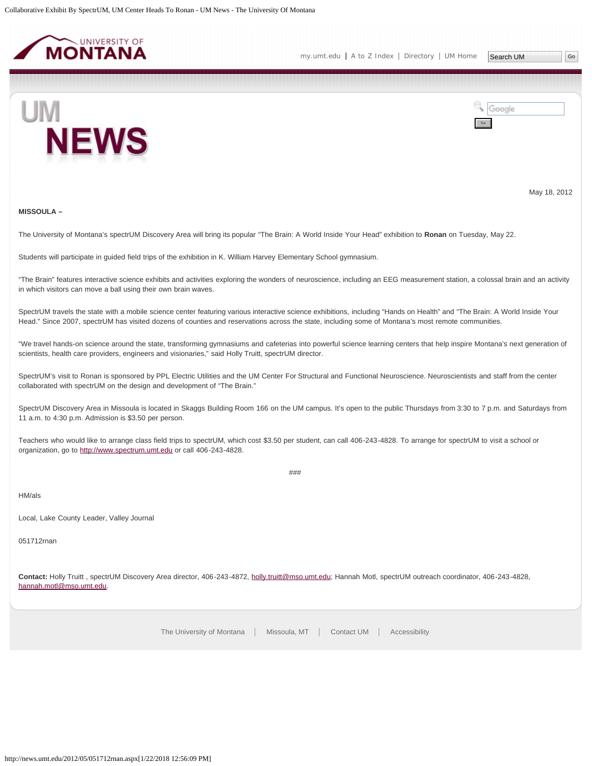May 18, 2012

**MISSOULA –**

The University of Montana's spectrUM Discovery Area will bring its popular "The Brain: A World Inside Your Head" exhibition to **Ronan** on Tuesday, May 22.

Students will participate in guided field trips of the exhibition in K. William Harvey Elementary School gymnasium.

"The Brain" features interactive science exhibits and activities exploring the wonders of neuroscience, including an EEG measurement station, a colossal brain and an activity in which visitors can move a ball using their own brain waves.

SpectrUM travels the state with a mobile science center featuring various interactive science exhibitions, including "Hands on Health" and "The Brain: A World Inside Your Head." Since 2007, spectrUM has visited dozens of counties and reservations across the state, including some of Montana's most remote communities.

"We travel hands-on science around the state, transforming gymnasiums and cafeterias into powerful science learning centers that help inspire Montana's next generation of scientists, health care providers, engineers and visionaries," said Holly Truitt, spectrUM director.

SpectrUM's visit to Ronan is sponsored by PPL Electric Utilities and the UM Center For Structural and Functional Neuroscience. Neuroscientists and staff from the center collaborated with spectrUM on the design and development of "The Brain."

SpectrUM Discovery Area in Missoula is located in Skaggs Building Room 166 on the UM campus. It's open to the public Thursdays from 3:30 to 7 p.m. and Saturdays from 11 a.m. to 4:30 p.m. Admission is $3.50 per person.

Teachers who would like to arrange class field trips to spectrUM, which cost $3.50 per student, can call 406-243-4828. To arrange for spectrUM to visit a school or organization, go to http://www.spectrum.umt.edu or call 406-243-4828.

###

HM/als

Local, Lake County Leader, Valley Journal

051712rnan

**Contact:** Holly Truitt , spectrUM Discovery Area director, 406-243-4872, holly.truitt@mso.umt.edu; Hannah Motl, spectrUM outreach coordinator, 406-243-4828, hannah.motl@mso.umt.edu.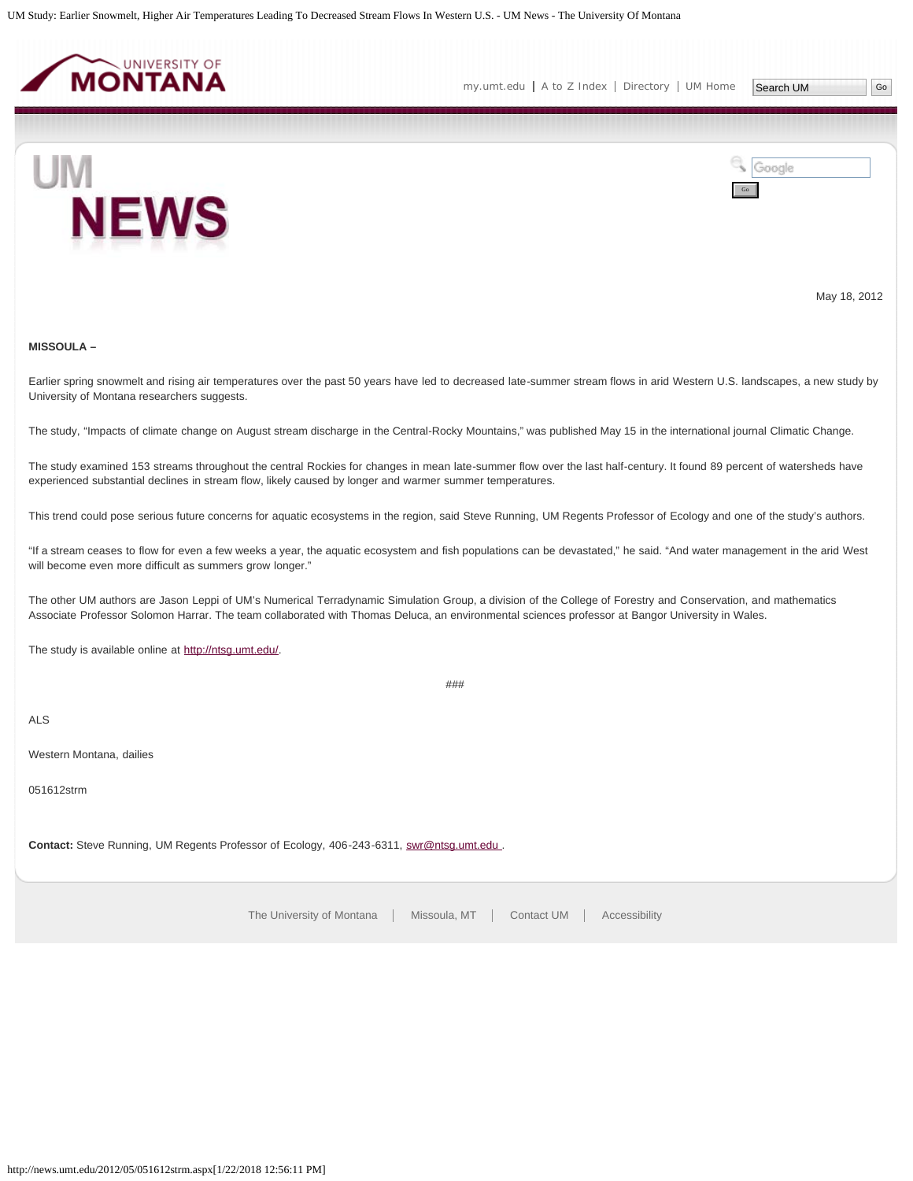May 18, 2012

**MISSOULA –**

Earlier spring snowmelt and rising air temperatures over the past 50 years have led to decreased late-summer stream flows in arid Western U.S. landscapes, a new study by University of Montana researchers suggests.

The study, "Impacts of climate change on August stream discharge in the Central-Rocky Mountains," was published May 15 in the international journal Climatic Change.

The study examined 153 streams throughout the central Rockies for changes in mean late-summer flow over the last half-century. It found 89 percent of watersheds have experienced substantial declines in stream flow, likely caused by longer and warmer summer temperatures.

This trend could pose serious future concerns for aquatic ecosystems in the region, said Steve Running, UM Regents Professor of Ecology and one of the study's authors.

"If a stream ceases to flow for even a few weeks a year, the aquatic ecosystem and fish populations can be devastated," he said. "And water management in the arid West will become even more difficult as summers grow longer."

The other UM authors are Jason Leppi of UM's Numerical Terradynamic Simulation Group, a division of the College of Forestry and Conservation, and mathematics Associate Professor Solomon Harrar. The team collaborated with Thomas Deluca, an environmental sciences professor at Bangor University in Wales.

The study is available online at http://ntsg.umt.edu/.

###

ALS

Western Montana, dailies

051612strm

**Contact:** Steve Running, UM Regents Professor of Ecology, 406-243-6311, swr@ntsg.umt.edu .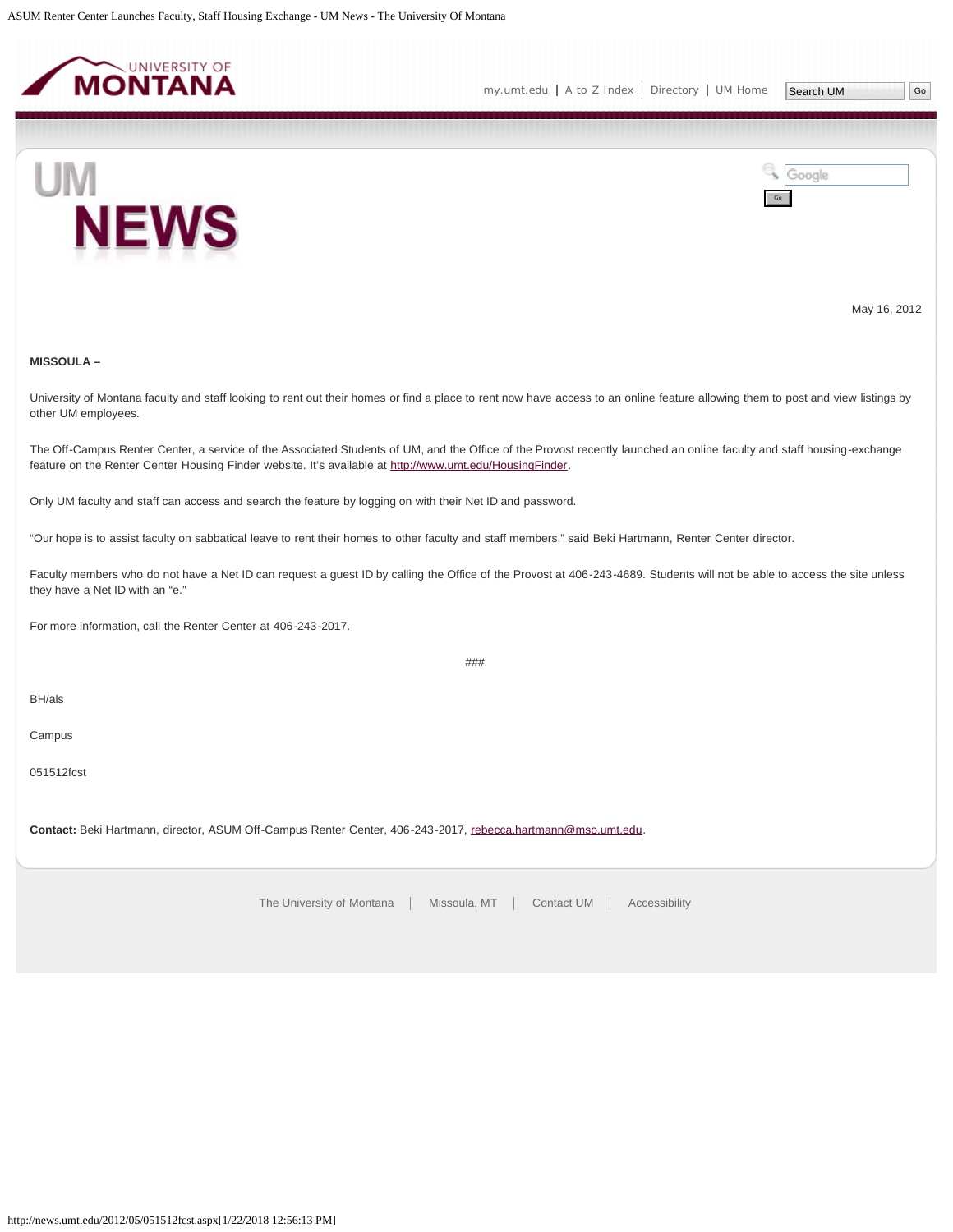May 16, 2012

**MISSOULA –**

University of Montana faculty and staff looking to rent out their homes or find a place to rent now have access to an online feature allowing them to post and view listings by other UM employees.

The Off-Campus Renter Center, a service of the Associated Students of UM, and the Office of the Provost recently launched an online faculty and staff housing-exchange feature on the Renter Center Housing Finder website. It's available at http://www.umt.edu/HousingFinder.

Only UM faculty and staff can access and search the feature by logging on with their Net ID and password.

"Our hope is to assist faculty on sabbatical leave to rent their homes to other faculty and staff members," said Beki Hartmann, Renter Center director.

Faculty members who do not have a Net ID can request a guest ID by calling the Office of the Provost at 406-243-4689. Students will not be able to access the site unless they have a Net ID with an "e."

For more information, call the Renter Center at 406-243-2017.

###

BH/als

Campus

051512fcst

**Contact:** Beki Hartmann, director, ASUM Off-Campus Renter Center, 406-243-2017, rebecca.hartmann@mso.umt.edu.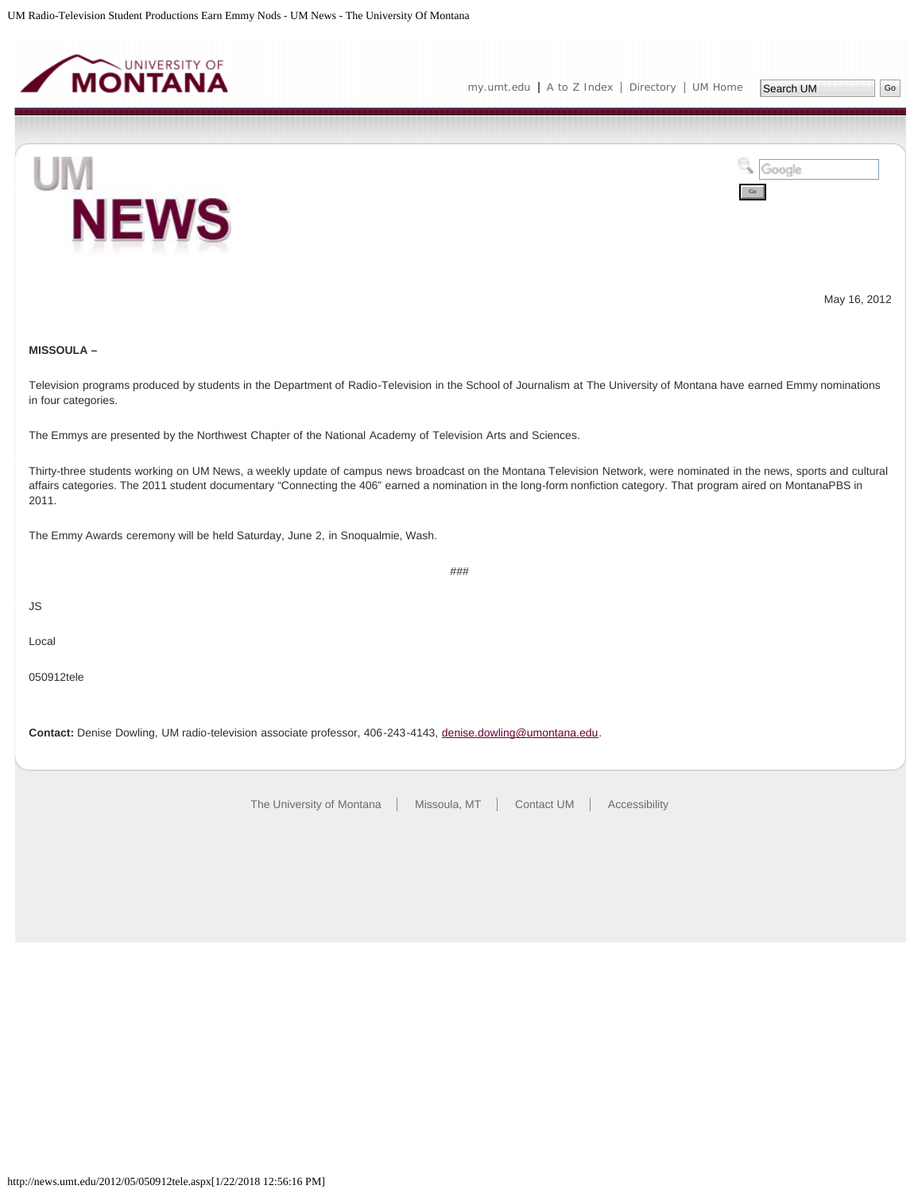May 16, 2012

**MISSOULA –**

Television programs produced by students in the Department of Radio-Television in the School of Journalism at The University of Montana have earned Emmy nominations in four categories.

The Emmys are presented by the Northwest Chapter of the National Academy of Television Arts and Sciences.

Thirty-three students working on UM News, a weekly update of campus news broadcast on the Montana Television Network, were nominated in the news, sports and cultural affairs categories. The 2011 student documentary "Connecting the 406" earned a nomination in the long-form nonfiction category. That program aired on MontanaPBS in 2011.

The Emmy Awards ceremony will be held Saturday, June 2, in Snoqualmie, Wash.

###

JS

Local

050912tele

**Contact:** Denise Dowling, UM radio-television associate professor, 406-243-4143, denise.dowling@umontana.edu.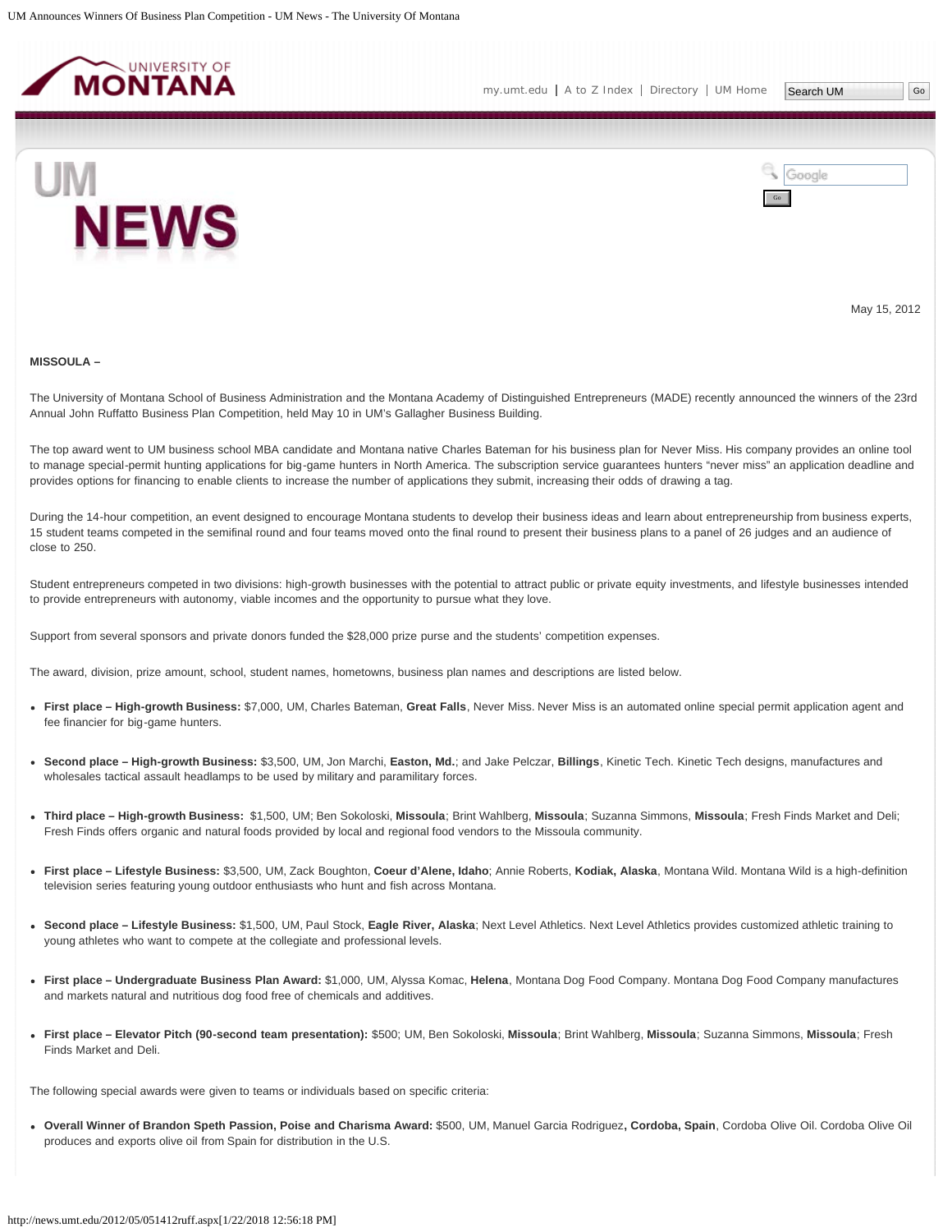May 15, 2012

**MISSOULA –**

The University of Montana School of Business Administration and the Montana Academy of Distinguished Entrepreneurs (MADE) recently announced the winners of the 23rd Annual John Ruffatto Business Plan Competition, held May 10 in UM's Gallagher Business Building.

The top award went to UM business school MBA candidate and Montana native Charles Bateman for his business plan for Never Miss. His company provides an online tool to manage special-permit hunting applications for big-game hunters in North America. The subscription service guarantees hunters "never miss" an application deadline and provides options for financing to enable clients to increase the number of applications they submit, increasing their odds of drawing a tag.

During the 14-hour competition, an event designed to encourage Montana students to develop their business ideas and learn about entrepreneurship from business experts, 15 student teams competed in the semifinal round and four teams moved onto the final round to present their business plans to a panel of 26 judges and an audience of close to 250.

Student entrepreneurs competed in two divisions: high-growth businesses with the potential to attract public or private equity investments, and lifestyle businesses intended to provide entrepreneurs with autonomy, viable incomes and the opportunity to pursue what they love.

Support from several sponsors and private donors funded the $28,000 prize purse and the students' competition expenses.

The award, division, prize amount, school, student names, hometowns, business plan names and descriptions are listed below.

- **First place – High-growth Business:** $7,000, UM, Charles Bateman, **Great Falls**, Never Miss. Never Miss is an automated online special permit application agent and fee financier for big-game hunters.
- **Second place – High-growth Business:** $3,500, UM, Jon Marchi, **Easton, Md.**; and Jake Pelczar, **Billings**, Kinetic Tech. Kinetic Tech designs, manufactures and wholesales tactical assault headlamps to be used by military and paramilitary forces.
- **Third place – High-growth Business:** $1,500, UM; Ben Sokoloski, **Missoula**; Brint Wahlberg, **Missoula**; Suzanna Simmons, **Missoula**; Fresh Finds Market and Deli; Fresh Finds offers organic and natural foods provided by local and regional food vendors to the Missoula community.
- **First place – Lifestyle Business:** $3,500, UM, Zack Boughton, **Coeur d'Alene, Idaho**; Annie Roberts, **Kodiak, Alaska**, Montana Wild. Montana Wild is a high-definition television series featuring young outdoor enthusiasts who hunt and fish across Montana.
- **Second place – Lifestyle Business:** $1,500, UM, Paul Stock, **Eagle River, Alaska**; Next Level Athletics. Next Level Athletics provides customized athletic training to young athletes who want to compete at the collegiate and professional levels.
- **First place – Undergraduate Business Plan Award:** $1,000, UM, Alyssa Komac, **Helena**, Montana Dog Food Company. Montana Dog Food Company manufactures and markets natural and nutritious dog food free of chemicals and additives.
- **First place – Elevator Pitch (90-second team presentation):** $500; UM, Ben Sokoloski, **Missoula**; Brint Wahlberg, **Missoula**; Suzanna Simmons, **Missoula**; Fresh Finds Market and Deli.

The following special awards were given to teams or individuals based on specific criteria:

- **Overall Winner of Brandon Speth Passion, Poise and Charisma Award:** $500, UM, Manuel Garcia Rodriguez**, Cordoba, Spain**, Cordoba Olive Oil. Cordoba Olive Oil produces and exports olive oil from Spain for distribution in the U.S.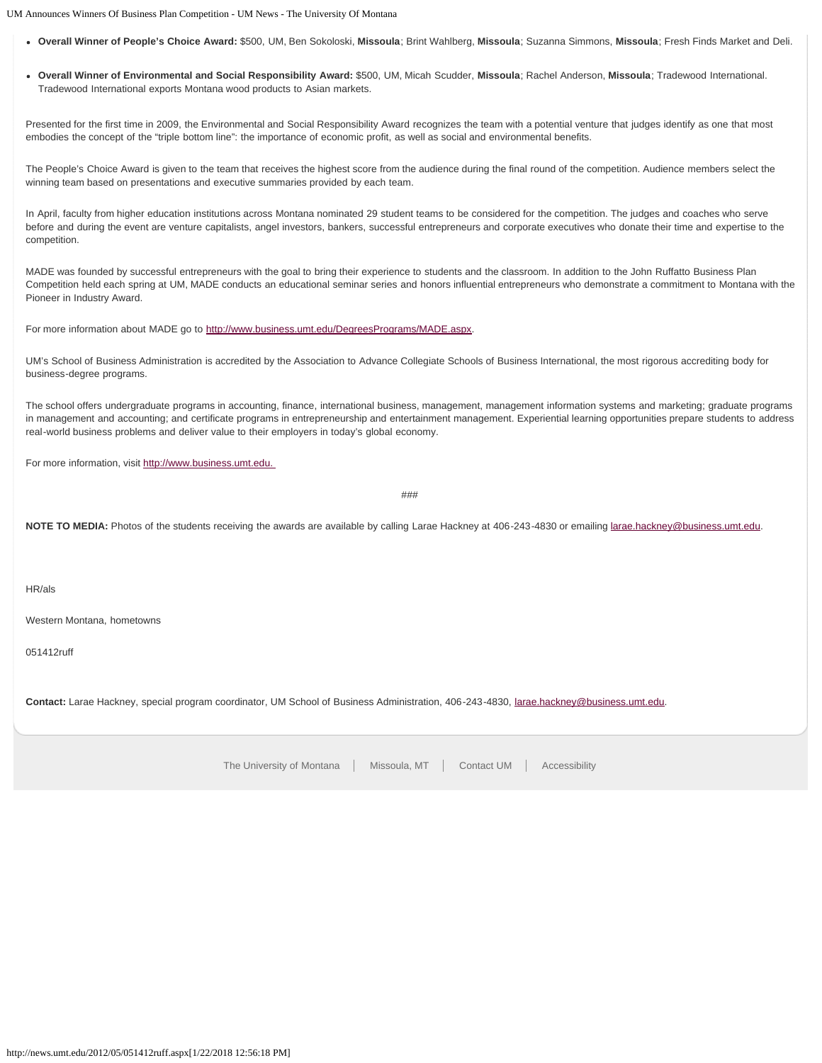- **Overall Winner of People's Choice Award:** $500, UM, Ben Sokoloski, **Missoula**; Brint Wahlberg, **Missoula**; Suzanna Simmons, **Missoula**; Fresh Finds Market and Deli.
- **Overall Winner of Environmental and Social Responsibility Award:** $500, UM, Micah Scudder, **Missoula**; Rachel Anderson, **Missoula**; Tradewood International. Tradewood International exports Montana wood products to Asian markets.

Presented for the first time in 2009, the Environmental and Social Responsibility Award recognizes the team with a potential venture that judges identify as one that most embodies the concept of the "triple bottom line": the importance of economic profit, as well as social and environmental benefits.

The People's Choice Award is given to the team that receives the highest score from the audience during the final round of the competition. Audience members select the winning team based on presentations and executive summaries provided by each team.

In April, faculty from higher education institutions across Montana nominated 29 student teams to be considered for the competition. The judges and coaches who serve before and during the event are venture capitalists, angel investors, bankers, successful entrepreneurs and corporate executives who donate their time and expertise to the competition.

MADE was founded by successful entrepreneurs with the goal to bring their experience to students and the classroom. In addition to the John Ruffatto Business Plan Competition held each spring at UM, MADE conducts an educational seminar series and honors influential entrepreneurs who demonstrate a commitment to Montana with the Pioneer in Industry Award.

For more information about MADE go to http://www.business.umt.edu/DegreesPrograms/MADE.aspx.

UM's School of Business Administration is accredited by the Association to Advance Collegiate Schools of Business International, the most rigorous accrediting body for business-degree programs.

The school offers undergraduate programs in accounting, finance, international business, management, management information systems and marketing; graduate programs in management and accounting; and certificate programs in entrepreneurship and entertainment management. Experiential learning opportunities prepare students to address real-world business problems and deliver value to their employers in today's global economy.

For more information, visit http://www.business.umt.edu.

###

**NOTE TO MEDIA:** Photos of the students receiving the awards are available by calling Larae Hackney at 406-243-4830 or emailing larae.hackney@business.umt.edu.

HR/als

Western Montana, hometowns

051412ruff

**Contact:** Larae Hackney, special program coordinator, UM School of Business Administration, 406-243-4830, larae.hackney@business.umt.edu.

The University of Montana | Missoula, MT | Contact UM | Accessibility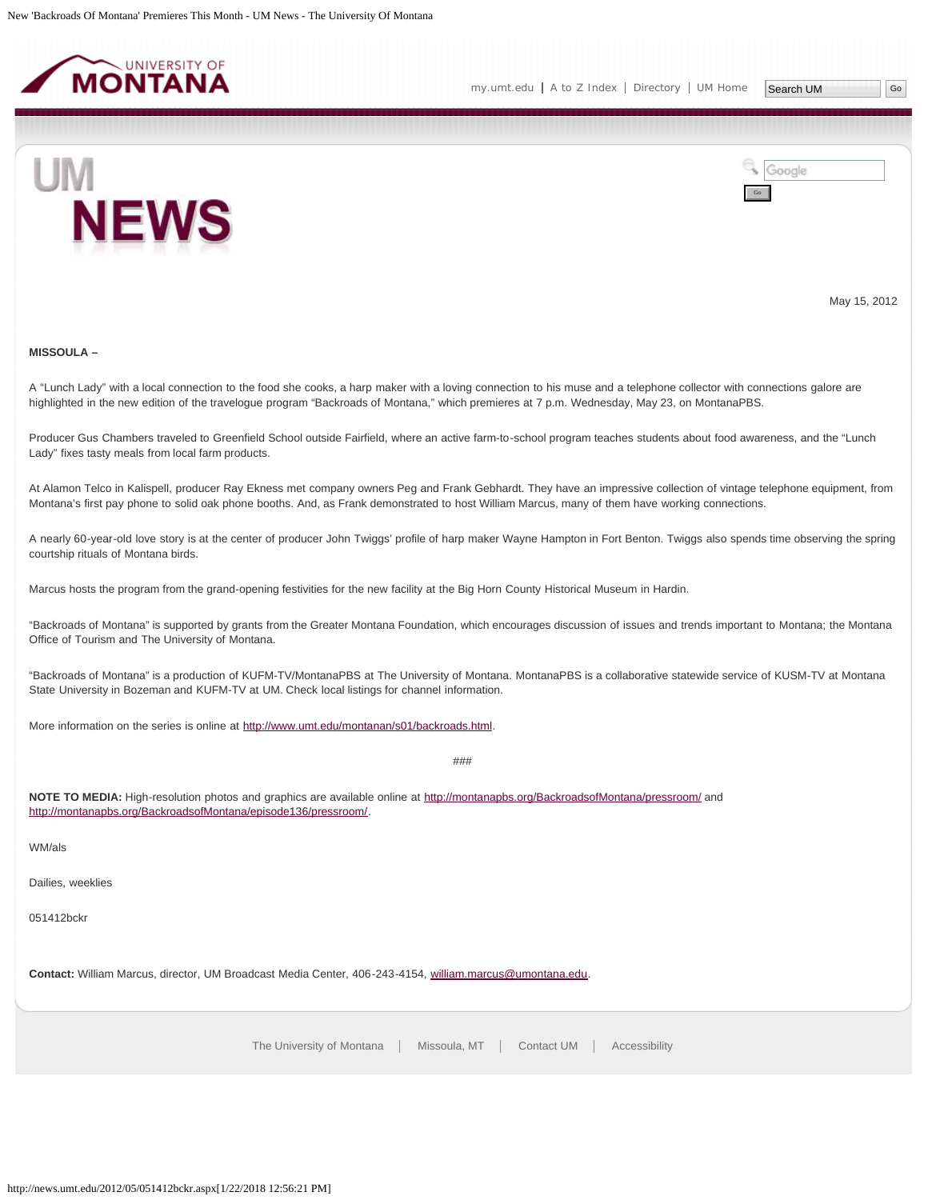May 15, 2012

**MISSOULA –**

A “Lunch Lady” with a local connection to the food she cooks, a harp maker with a loving connection to his muse and a telephone collector with connections galore are highlighted in the new edition of the travelogue program “Backroads of Montana,” which premieres at 7 p.m. Wednesday, May 23, on MontanaPBS.

Producer Gus Chambers traveled to Greenfield School outside Fairfield, where an active farm-to-school program teaches students about food awareness, and the “Lunch Lady” fixes tasty meals from local farm products.

At Alamon Telco in Kalispell, producer Ray Ekness met company owners Peg and Frank Gebhardt. They have an impressive collection of vintage telephone equipment, from Montana’s first pay phone to solid oak phone booths. And, as Frank demonstrated to host William Marcus, many of them have working connections.

A nearly 60-year-old love story is at the center of producer John Twiggs’ profile of harp maker Wayne Hampton in Fort Benton. Twiggs also spends time observing the spring courtship rituals of Montana birds.

Marcus hosts the program from the grand-opening festivities for the new facility at the Big Horn County Historical Museum in Hardin.

“Backroads of Montana” is supported by grants from the Greater Montana Foundation, which encourages discussion of issues and trends important to Montana; the Montana Office of Tourism and The University of Montana.

“Backroads of Montana” is a production of KUFM-TV/MontanaPBS at The University of Montana. MontanaPBS is a collaborative statewide service of KUSM-TV at Montana State University in Bozeman and KUFM-TV at UM. Check local listings for channel information.

More information on the series is online at http://www.umt.edu/montanan/s01/backroads.html.

###

**NOTE TO MEDIA:** High-resolution photos and graphics are available online at http://montanapbs.org/BackroadsofMontana/pressroom/ and http://montanapbs.org/BackroadsofMontana/episode136/pressroom/.

WM/als

Dailies, weeklies

051412bckr

**Contact:** William Marcus, director, UM Broadcast Media Center, 406-243-4154, william.marcus@umontana.edu.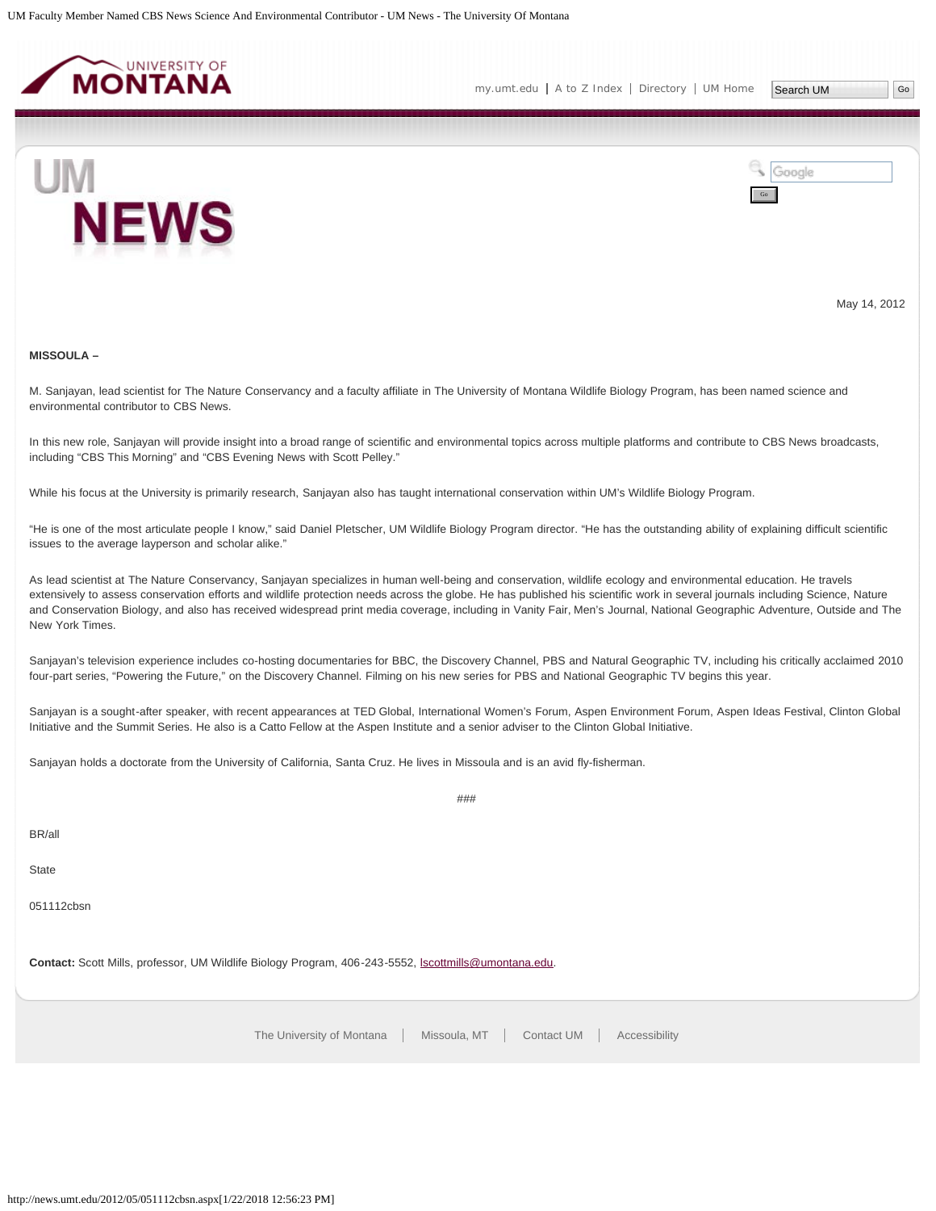May 14, 2012

**MISSOULA –**

M. Sanjayan, lead scientist for The Nature Conservancy and a faculty affiliate in The University of Montana Wildlife Biology Program, has been named science and environmental contributor to CBS News.

In this new role, Sanjayan will provide insight into a broad range of scientific and environmental topics across multiple platforms and contribute to CBS News broadcasts, including "CBS This Morning" and "CBS Evening News with Scott Pelley."

While his focus at the University is primarily research, Sanjayan also has taught international conservation within UM's Wildlife Biology Program.

"He is one of the most articulate people I know," said Daniel Pletscher, UM Wildlife Biology Program director. "He has the outstanding ability of explaining difficult scientific issues to the average layperson and scholar alike."

As lead scientist at The Nature Conservancy, Sanjayan specializes in human well-being and conservation, wildlife ecology and environmental education. He travels extensively to assess conservation efforts and wildlife protection needs across the globe. He has published his scientific work in several journals including Science, Nature and Conservation Biology, and also has received widespread print media coverage, including in Vanity Fair, Men's Journal, National Geographic Adventure, Outside and The New York Times.

Sanjayan's television experience includes co-hosting documentaries for BBC, the Discovery Channel, PBS and Natural Geographic TV, including his critically acclaimed 2010 four-part series, "Powering the Future," on the Discovery Channel. Filming on his new series for PBS and National Geographic TV begins this year.

Sanjayan is a sought-after speaker, with recent appearances at TED Global, International Women's Forum, Aspen Environment Forum, Aspen Ideas Festival, Clinton Global Initiative and the Summit Series. He also is a Catto Fellow at the Aspen Institute and a senior adviser to the Clinton Global Initiative.

Sanjayan holds a doctorate from the University of California, Santa Cruz. He lives in Missoula and is an avid fly-fisherman.

###

BR/all

State

051112cbsn

**Contact:** Scott Mills, professor, UM Wildlife Biology Program, 406-243-5552, lscottmills@umontana.edu.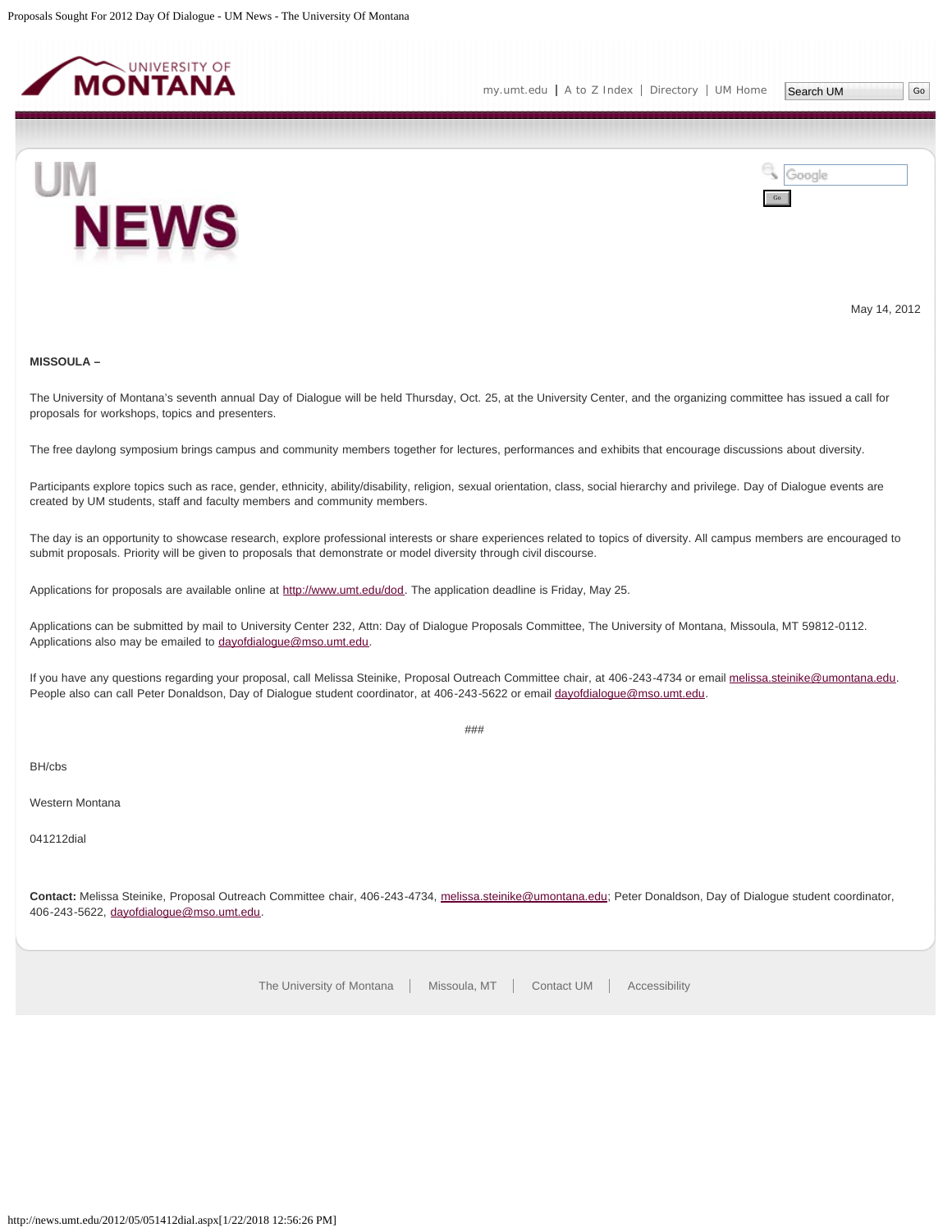May 14, 2012

**MISSOULA –**

The University of Montana's seventh annual Day of Dialogue will be held Thursday, Oct. 25, at the University Center, and the organizing committee has issued a call for proposals for workshops, topics and presenters.

The free daylong symposium brings campus and community members together for lectures, performances and exhibits that encourage discussions about diversity.

Participants explore topics such as race, gender, ethnicity, ability/disability, religion, sexual orientation, class, social hierarchy and privilege. Day of Dialogue events are created by UM students, staff and faculty members and community members.

The day is an opportunity to showcase research, explore professional interests or share experiences related to topics of diversity. All campus members are encouraged to submit proposals. Priority will be given to proposals that demonstrate or model diversity through civil discourse.

Applications for proposals are available online at http://www.umt.edu/dod. The application deadline is Friday, May 25.

Applications can be submitted by mail to University Center 232, Attn: Day of Dialogue Proposals Committee, The University of Montana, Missoula, MT 59812-0112. Applications also may be emailed to dayofdialogue@mso.umt.edu.

If you have any questions regarding your proposal, call Melissa Steinike, Proposal Outreach Committee chair, at 406-243-4734 or email melissa.steinike@umontana.edu. People also can call Peter Donaldson, Day of Dialogue student coordinator, at 406-243-5622 or email dayofdialogue@mso.umt.edu.

###

BH/cbs

Western Montana

041212dial

**Contact:** Melissa Steinike, Proposal Outreach Committee chair, 406-243-4734, melissa.steinike@umontana.edu; Peter Donaldson, Day of Dialogue student coordinator, 406-243-5622, dayofdialogue@mso.umt.edu.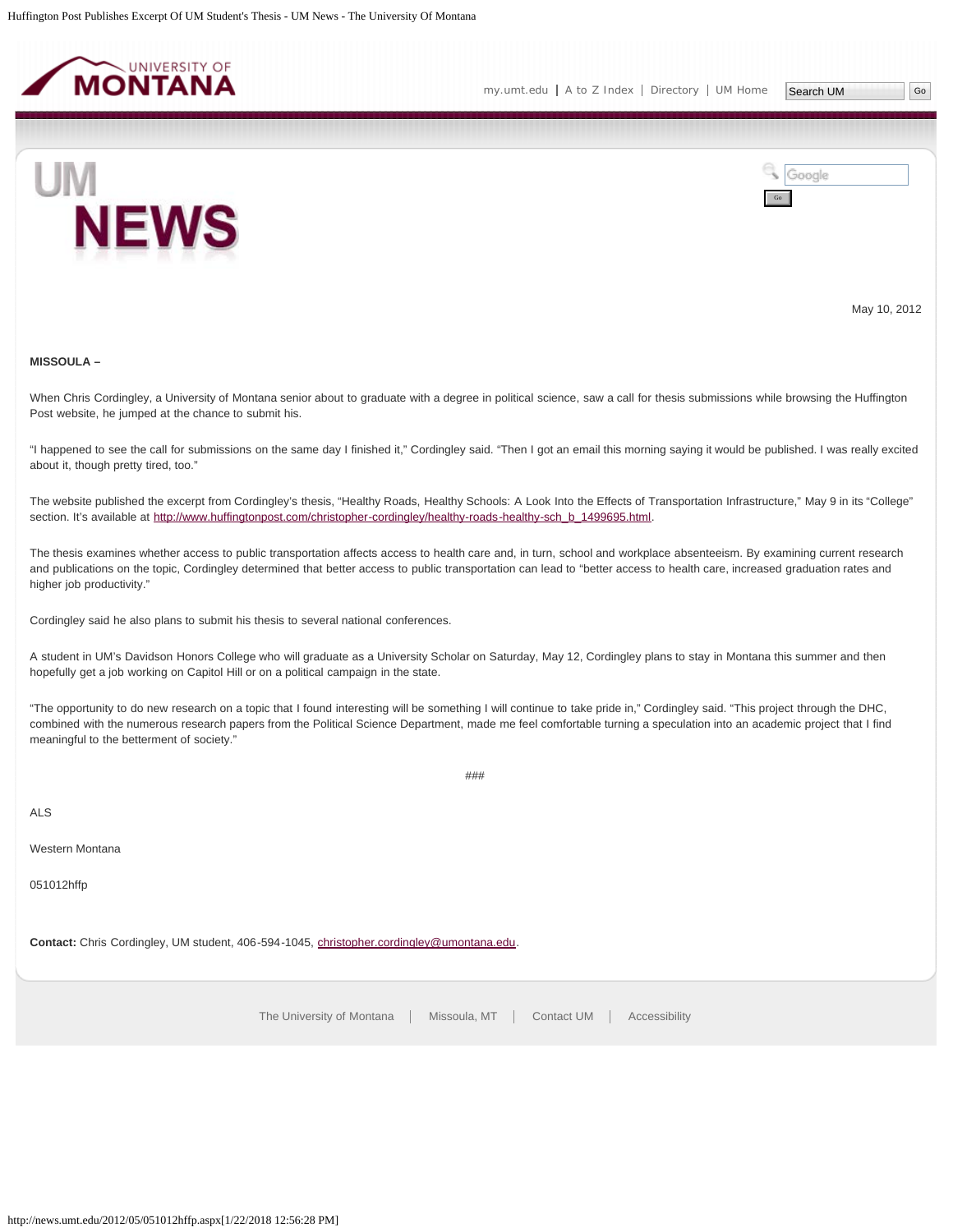May 10, 2012

**MISSOULA –**

When Chris Cordingley, a University of Montana senior about to graduate with a degree in political science, saw a call for thesis submissions while browsing the Huffington Post website, he jumped at the chance to submit his.

"I happened to see the call for submissions on the same day I finished it," Cordingley said. "Then I got an email this morning saying it would be published. I was really excited about it, though pretty tired, too."

The website published the excerpt from Cordingley's thesis, "Healthy Roads, Healthy Schools: A Look Into the Effects of Transportation Infrastructure," May 9 in its "College" section. It's available at http://www.huffingtonpost.com/christopher-cordingley/healthy-roads-healthy-sch_b_1499695.html.

The thesis examines whether access to public transportation affects access to health care and, in turn, school and workplace absenteeism. By examining current research and publications on the topic, Cordingley determined that better access to public transportation can lead to "better access to health care, increased graduation rates and higher job productivity."

Cordingley said he also plans to submit his thesis to several national conferences.

A student in UM's Davidson Honors College who will graduate as a University Scholar on Saturday, May 12, Cordingley plans to stay in Montana this summer and then hopefully get a job working on Capitol Hill or on a political campaign in the state.

"The opportunity to do new research on a topic that I found interesting will be something I will continue to take pride in," Cordingley said. "This project through the DHC, combined with the numerous research papers from the Political Science Department, made me feel comfortable turning a speculation into an academic project that I find meaningful to the betterment of society."

###

ALS

Western Montana

051012hffp

**Contact:** Chris Cordingley, UM student, 406-594-1045, christopher.cordingley@umontana.edu.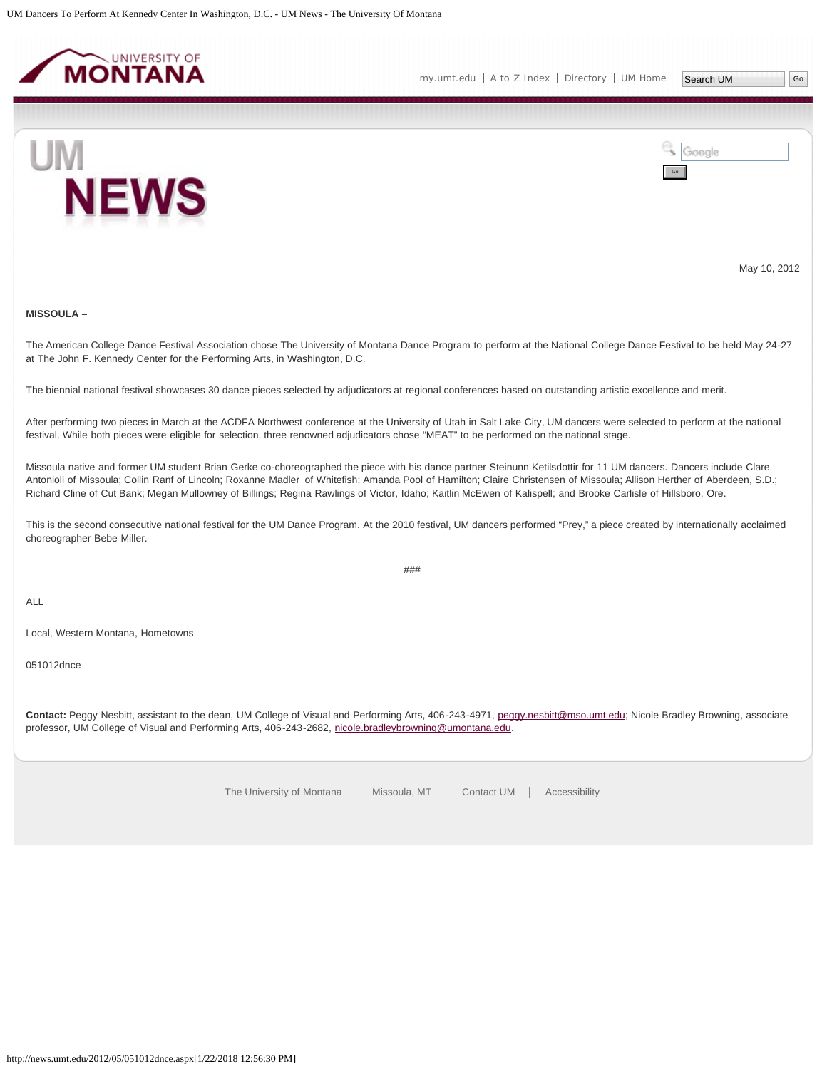May 10, 2012

**MISSOULA –**

The American College Dance Festival Association chose The University of Montana Dance Program to perform at the National College Dance Festival to be held May 24-27 at The John F. Kennedy Center for the Performing Arts, in Washington, D.C.

The biennial national festival showcases 30 dance pieces selected by adjudicators at regional conferences based on outstanding artistic excellence and merit.

After performing two pieces in March at the ACDFA Northwest conference at the University of Utah in Salt Lake City, UM dancers were selected to perform at the national festival. While both pieces were eligible for selection, three renowned adjudicators chose "MEAT" to be performed on the national stage.

Missoula native and former UM student Brian Gerke co-choreographed the piece with his dance partner Steinunn Ketilsdottir for 11 UM dancers. Dancers include Clare Antonioli of Missoula; Collin Ranf of Lincoln; Roxanne Madler of Whitefish; Amanda Pool of Hamilton; Claire Christensen of Missoula; Allison Herther of Aberdeen, S.D.; Richard Cline of Cut Bank; Megan Mullowney of Billings; Regina Rawlings of Victor, Idaho; Kaitlin McEwen of Kalispell; and Brooke Carlisle of Hillsboro, Ore.

This is the second consecutive national festival for the UM Dance Program. At the 2010 festival, UM dancers performed "Prey," a piece created by internationally acclaimed choreographer Bebe Miller.

###

ALL

Local, Western Montana, Hometowns

051012dnce

**Contact:** Peggy Nesbitt, assistant to the dean, UM College of Visual and Performing Arts, 406-243-4971, peggy.nesbitt@mso.umt.edu; Nicole Bradley Browning, associate professor, UM College of Visual and Performing Arts, 406-243-2682, nicole.bradleybrowning@umontana.edu.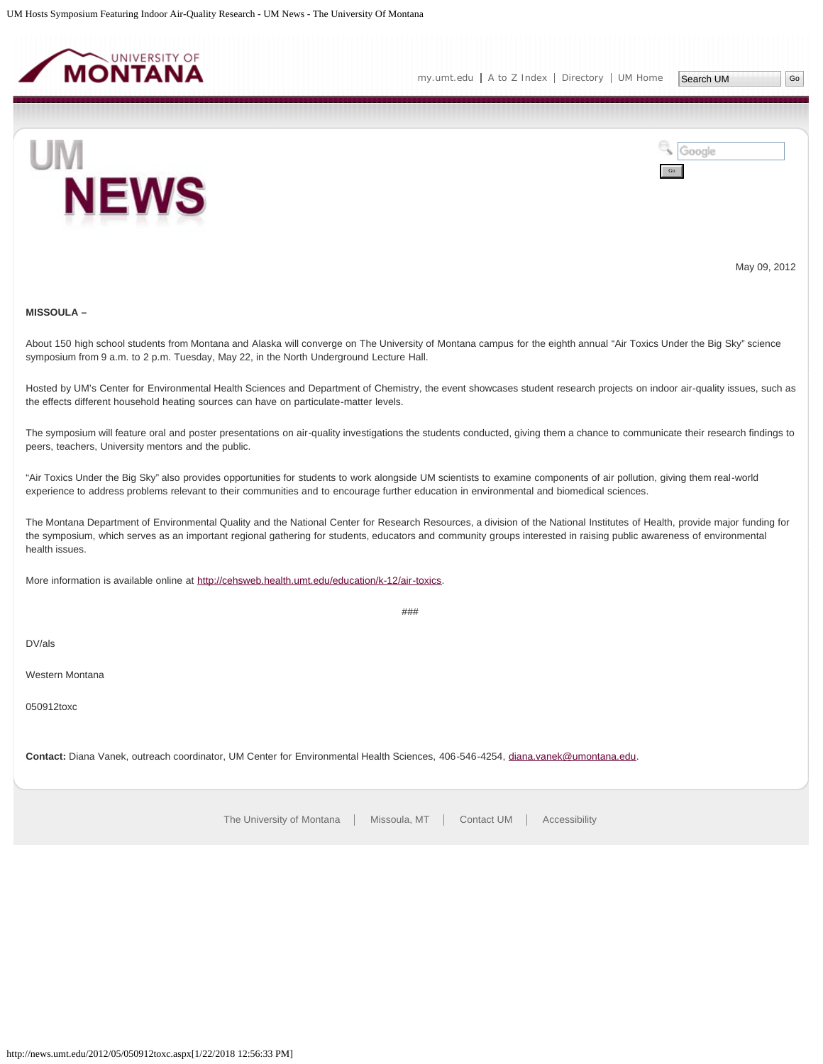May 09, 2012

**MISSOULA –**

About 150 high school students from Montana and Alaska will converge on The University of Montana campus for the eighth annual “Air Toxics Under the Big Sky” science symposium from 9 a.m. to 2 p.m. Tuesday, May 22, in the North Underground Lecture Hall.

Hosted by UM's Center for Environmental Health Sciences and Department of Chemistry, the event showcases student research projects on indoor air-quality issues, such as the effects different household heating sources can have on particulate-matter levels.

The symposium will feature oral and poster presentations on air-quality investigations the students conducted, giving them a chance to communicate their research findings to peers, teachers, University mentors and the public.

“Air Toxics Under the Big Sky” also provides opportunities for students to work alongside UM scientists to examine components of air pollution, giving them real-world experience to address problems relevant to their communities and to encourage further education in environmental and biomedical sciences.

The Montana Department of Environmental Quality and the National Center for Research Resources, a division of the National Institutes of Health, provide major funding for the symposium, which serves as an important regional gathering for students, educators and community groups interested in raising public awareness of environmental health issues.

More information is available online at http://cehsweb.health.umt.edu/education/k-12/air-toxics.

###

DV/als

Western Montana

050912toxc

**Contact:** Diana Vanek, outreach coordinator, UM Center for Environmental Health Sciences, 406-546-4254, diana.vanek@umontana.edu.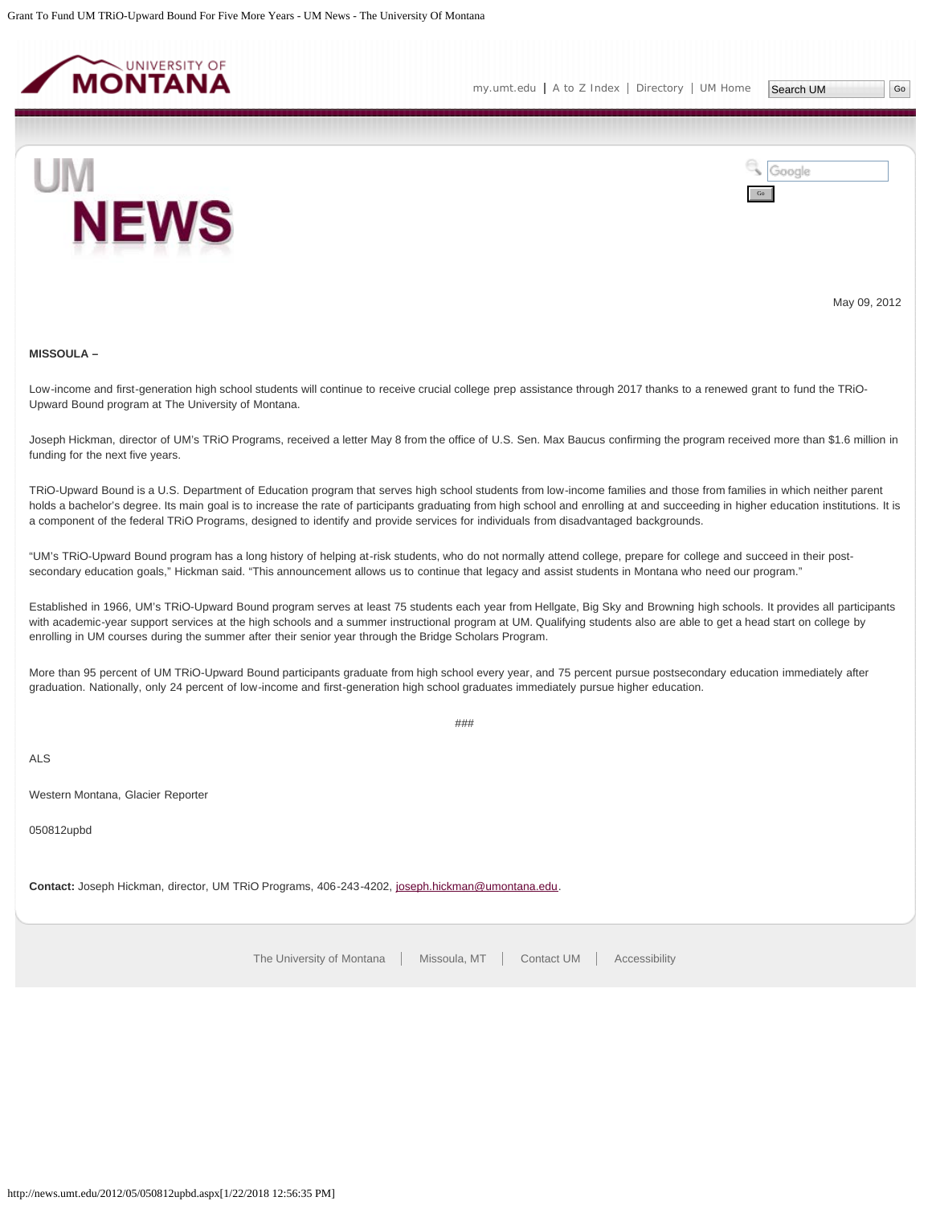May 09, 2012

**MISSOULA –**

Low-income and first-generation high school students will continue to receive crucial college prep assistance through 2017 thanks to a renewed grant to fund the TRiO-Upward Bound program at The University of Montana.

Joseph Hickman, director of UM's TRiO Programs, received a letter May 8 from the office of U.S. Sen. Max Baucus confirming the program received more than $1.6 million in funding for the next five years.

TRiO-Upward Bound is a U.S. Department of Education program that serves high school students from low-income families and those from families in which neither parent holds a bachelor's degree. Its main goal is to increase the rate of participants graduating from high school and enrolling at and succeeding in higher education institutions. It is a component of the federal TRiO Programs, designed to identify and provide services for individuals from disadvantaged backgrounds.

"UM's TRiO-Upward Bound program has a long history of helping at-risk students, who do not normally attend college, prepare for college and succeed in their post-secondary education goals," Hickman said. "This announcement allows us to continue that legacy and assist students in Montana who need our program."

Established in 1966, UM's TRiO-Upward Bound program serves at least 75 students each year from Hellgate, Big Sky and Browning high schools. It provides all participants with academic-year support services at the high schools and a summer instructional program at UM. Qualifying students also are able to get a head start on college by enrolling in UM courses during the summer after their senior year through the Bridge Scholars Program.

More than 95 percent of UM TRiO-Upward Bound participants graduate from high school every year, and 75 percent pursue postsecondary education immediately after graduation. Nationally, only 24 percent of low-income and first-generation high school graduates immediately pursue higher education.

###

ALS

Western Montana, Glacier Reporter

050812upbd

**Contact:** Joseph Hickman, director, UM TRiO Programs, 406-243-4202, joseph.hickman@umontana.edu.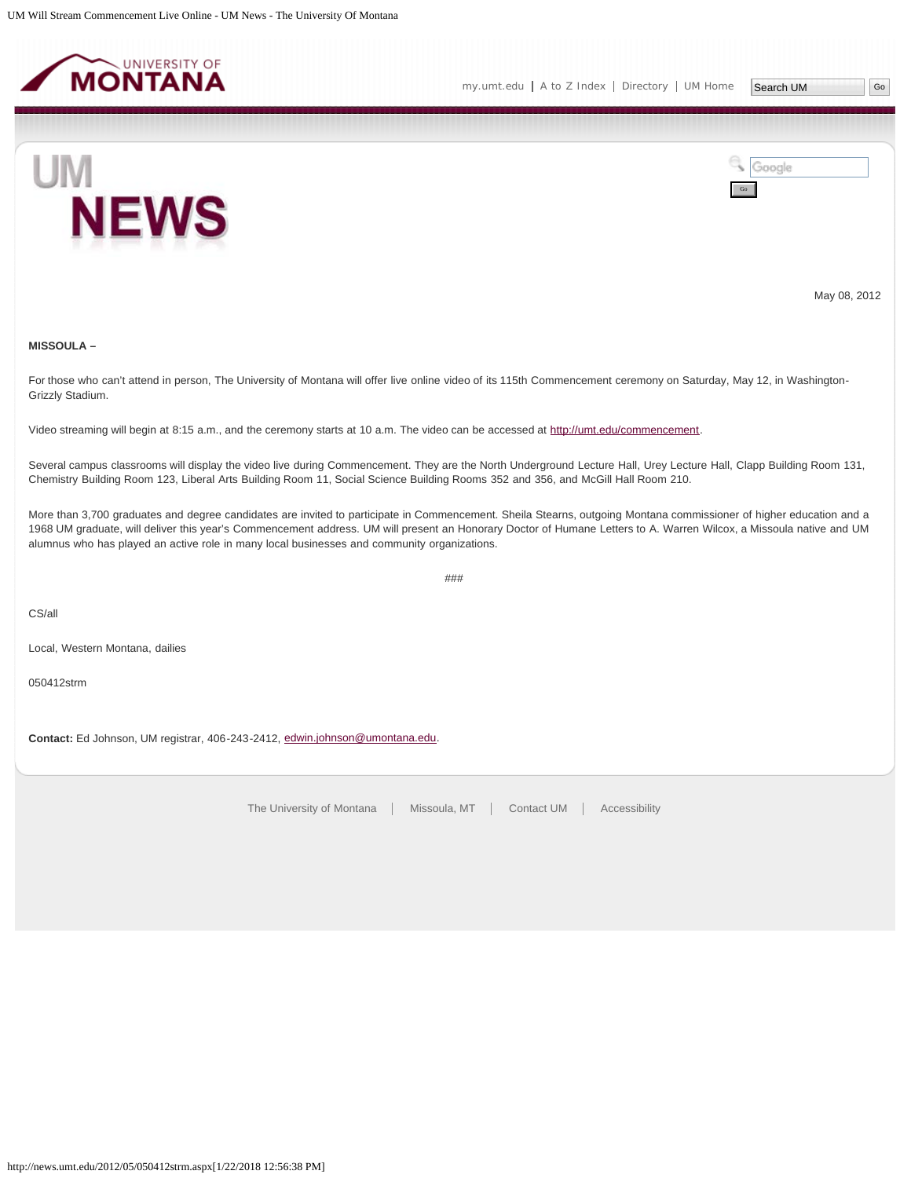May 08, 2012

**MISSOULA –**

For those who can't attend in person, The University of Montana will offer live online video of its 115th Commencement ceremony on Saturday, May 12, in Washington-Grizzly Stadium.

Video streaming will begin at 8:15 a.m., and the ceremony starts at 10 a.m. The video can be accessed at http://umt.edu/commencement.

Several campus classrooms will display the video live during Commencement. They are the North Underground Lecture Hall, Urey Lecture Hall, Clapp Building Room 131, Chemistry Building Room 123, Liberal Arts Building Room 11, Social Science Building Rooms 352 and 356, and McGill Hall Room 210.

More than 3,700 graduates and degree candidates are invited to participate in Commencement. Sheila Stearns, outgoing Montana commissioner of higher education and a 1968 UM graduate, will deliver this year's Commencement address. UM will present an Honorary Doctor of Humane Letters to A. Warren Wilcox, a Missoula native and UM alumnus who has played an active role in many local businesses and community organizations.

###

CS/all

Local, Western Montana, dailies

050412strm

**Contact:** Ed Johnson, UM registrar, 406-243-2412, edwin.johnson@umontana.edu.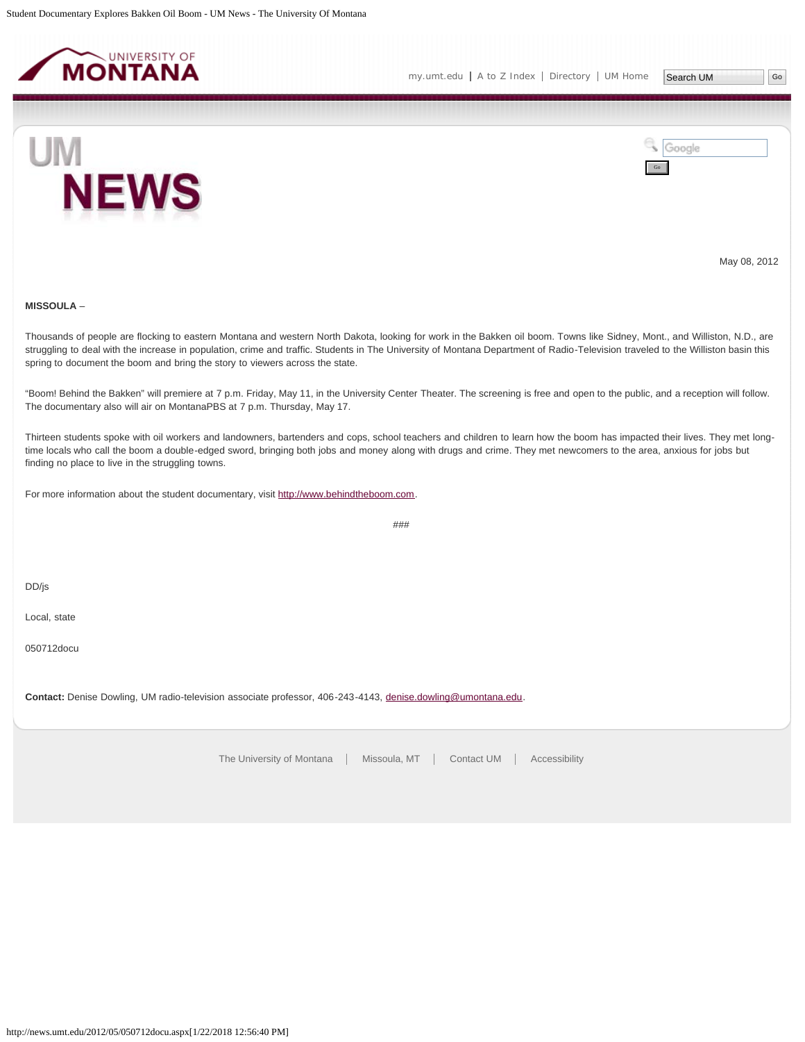May 08, 2012

**MISSOULA** –

Thousands of people are flocking to eastern Montana and western North Dakota, looking for work in the Bakken oil boom. Towns like Sidney, Mont., and Williston, N.D., are struggling to deal with the increase in population, crime and traffic. Students in The University of Montana Department of Radio-Television traveled to the Williston basin this spring to document the boom and bring the story to viewers across the state.

"Boom! Behind the Bakken" will premiere at 7 p.m. Friday, May 11, in the University Center Theater. The screening is free and open to the public, and a reception will follow. The documentary also will air on MontanaPBS at 7 p.m. Thursday, May 17.

Thirteen students spoke with oil workers and landowners, bartenders and cops, school teachers and children to learn how the boom has impacted their lives. They met long-time locals who call the boom a double-edged sword, bringing both jobs and money along with drugs and crime. They met newcomers to the area, anxious for jobs but finding no place to live in the struggling towns.

For more information about the student documentary, visit http://www.behindtheboom.com.

###

DD/js

Local, state

050712docu

**Contact:** Denise Dowling, UM radio-television associate professor, 406-243-4143, denise.dowling@umontana.edu.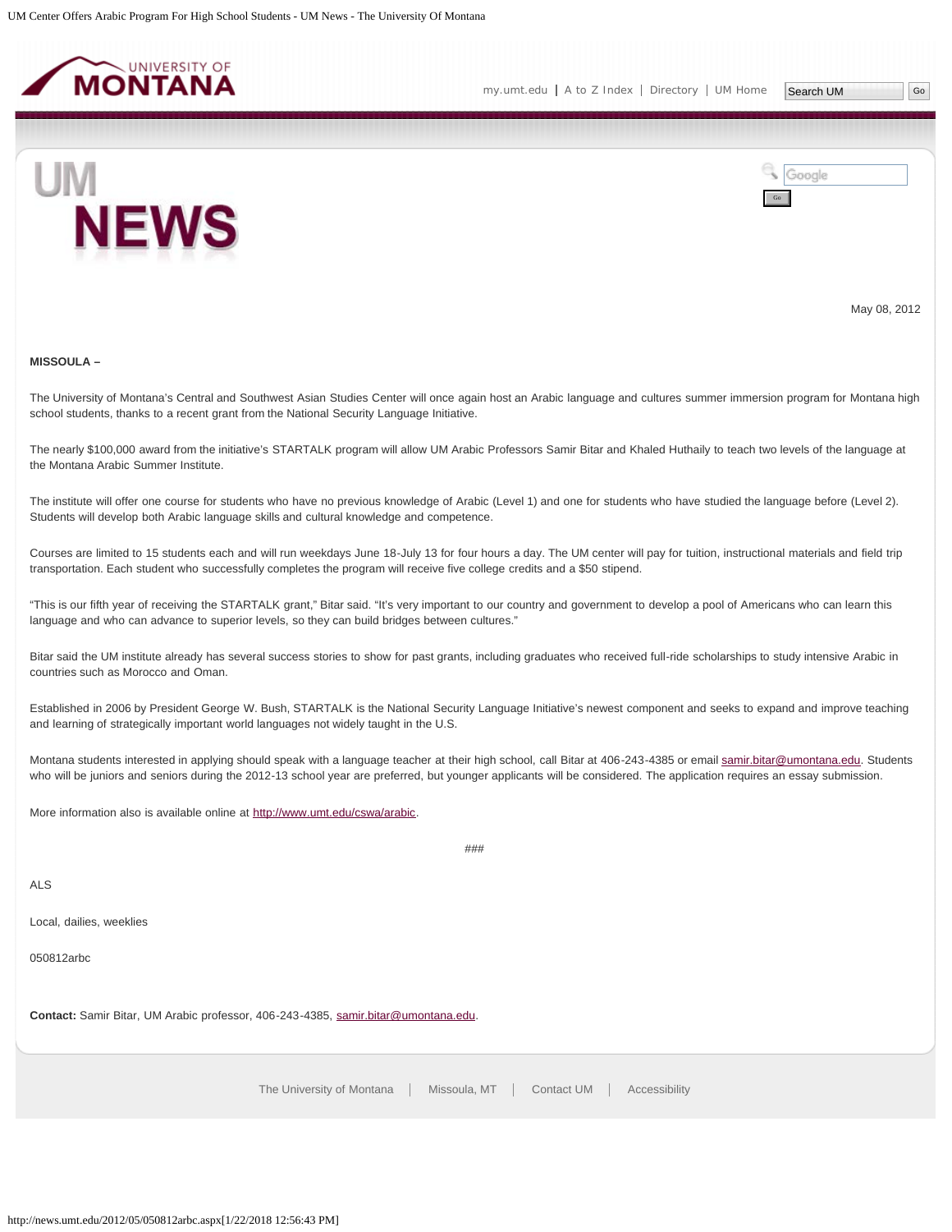May 08, 2012

**MISSOULA –**

The University of Montana's Central and Southwest Asian Studies Center will once again host an Arabic language and cultures summer immersion program for Montana high school students, thanks to a recent grant from the National Security Language Initiative.

The nearly $100,000 award from the initiative's STARTALK program will allow UM Arabic Professors Samir Bitar and Khaled Huthaily to teach two levels of the language at the Montana Arabic Summer Institute.

The institute will offer one course for students who have no previous knowledge of Arabic (Level 1) and one for students who have studied the language before (Level 2). Students will develop both Arabic language skills and cultural knowledge and competence.

Courses are limited to 15 students each and will run weekdays June 18-July 13 for four hours a day. The UM center will pay for tuition, instructional materials and field trip transportation. Each student who successfully completes the program will receive five college credits and a $50 stipend.

"This is our fifth year of receiving the STARTALK grant," Bitar said. "It's very important to our country and government to develop a pool of Americans who can learn this language and who can advance to superior levels, so they can build bridges between cultures."

Bitar said the UM institute already has several success stories to show for past grants, including graduates who received full-ride scholarships to study intensive Arabic in countries such as Morocco and Oman.

Established in 2006 by President George W. Bush, STARTALK is the National Security Language Initiative's newest component and seeks to expand and improve teaching and learning of strategically important world languages not widely taught in the U.S.

Montana students interested in applying should speak with a language teacher at their high school, call Bitar at 406-243-4385 or email samir.bitar@umontana.edu. Students who will be juniors and seniors during the 2012-13 school year are preferred, but younger applicants will be considered. The application requires an essay submission.

More information also is available online at http://www.umt.edu/cswa/arabic.

###

ALS

Local, dailies, weeklies

050812arbc

**Contact:** Samir Bitar, UM Arabic professor, 406-243-4385, samir.bitar@umontana.edu.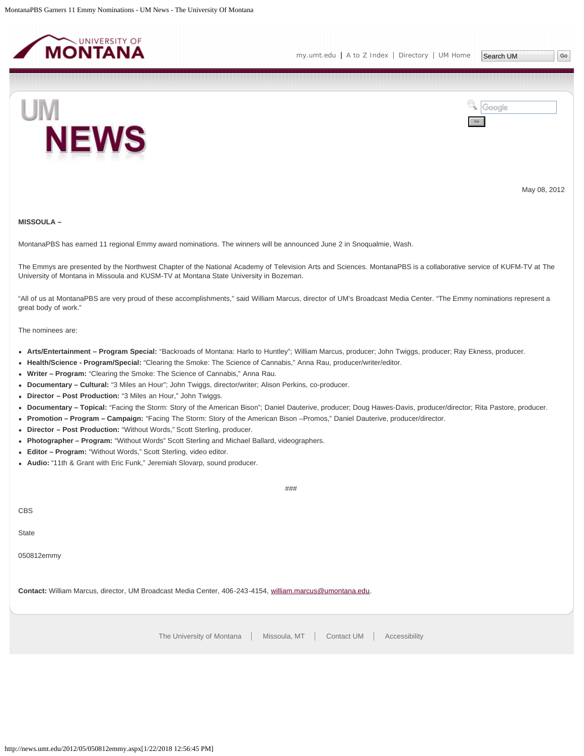# MontanaPBS Garners 11 Emmy Nominations

May 08, 2012

**MISSOULA –**

MontanaPBS has earned 11 regional Emmy award nominations. The winners will be announced June 2 in Snoqualmie, Wash.

The Emmys are presented by the Northwest Chapter of the National Academy of Television Arts and Sciences. MontanaPBS is a collaborative service of KUFM-TV at The University of Montana in Missoula and KUSM-TV at Montana State University in Bozeman.

"All of us at MontanaPBS are very proud of these accomplishments," said William Marcus, director of UM's Broadcast Media Center. "The Emmy nominations represent a great body of work."

The nominees are:

- **Arts/Entertainment – Program Special:** "Backroads of Montana: Harlo to Huntley"; William Marcus, producer; John Twiggs, producer; Ray Ekness, producer.
- **Health/Science - Program/Special:** "Clearing the Smoke: The Science of Cannabis," Anna Rau, producer/writer/editor.
- **Writer – Program:** "Clearing the Smoke: The Science of Cannabis," Anna Rau.
- **Documentary – Cultural:** "3 Miles an Hour"; John Twiggs, director/writer; Alison Perkins, co-producer.
- **Director – Post Production:** "3 Miles an Hour," John Twiggs.
- **Documentary – Topical:** "Facing the Storm: Story of the American Bison"; Daniel Dauterive, producer; Doug Hawes-Davis, producer/director; Rita Pastore, producer.
- **Promotion – Program – Campaign:** "Facing The Storm: Story of the American Bison –Promos," Daniel Dauterive, producer/director.
- **Director – Post Production:** "Without Words," Scott Sterling, producer.
- **Photographer – Program:** "Without Words" Scott Sterling and Michael Ballard, videographers.
- **Editor – Program:** "Without Words," Scott Sterling, video editor.
- **Audio:** "11th & Grant with Eric Funk," Jeremiah Slovarp, sound producer.

###

CBS

State

050812emmy

**Contact:** William Marcus, director, UM Broadcast Media Center, 406-243-4154, william.marcus@umontana.edu.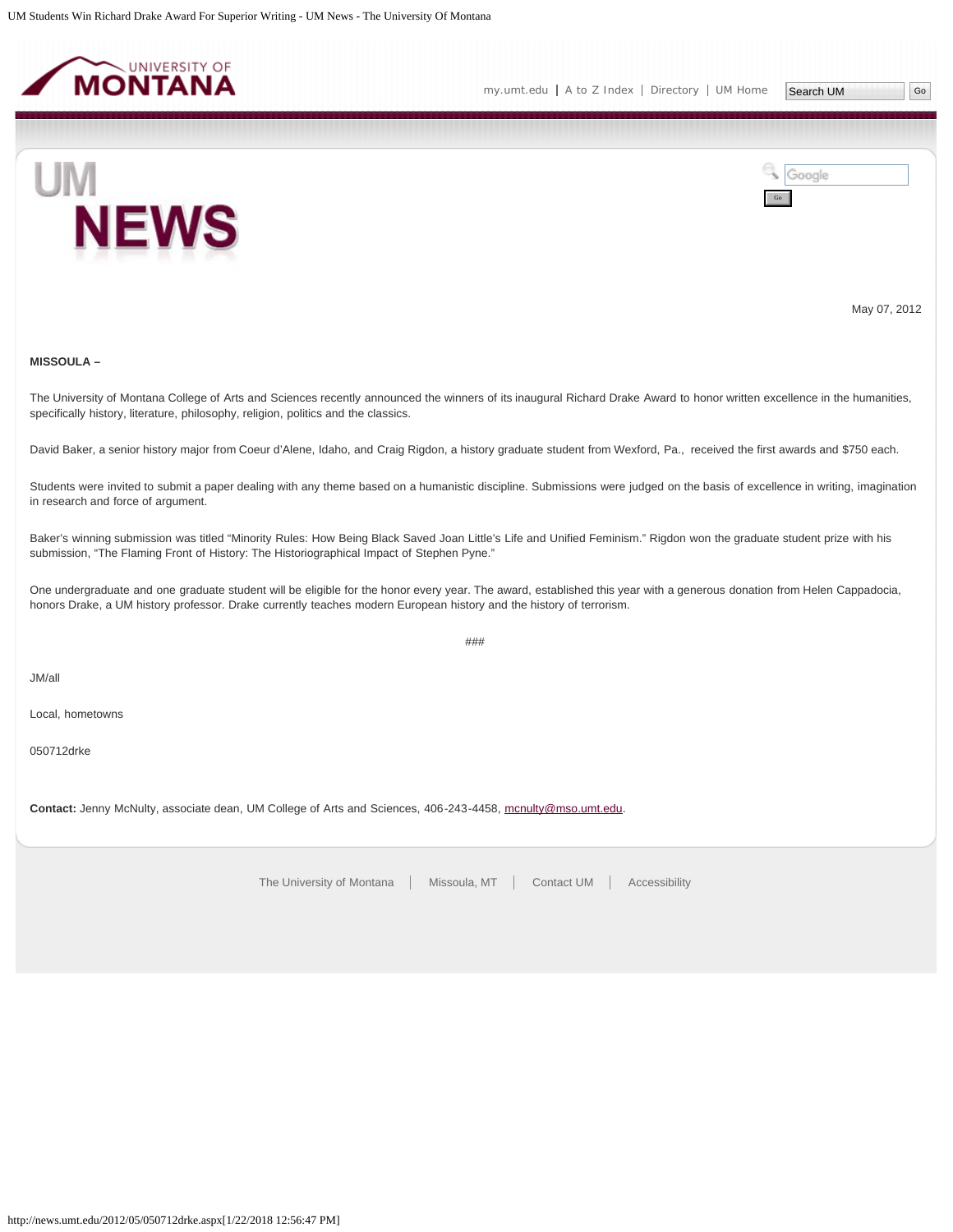May 07, 2012

**MISSOULA –**

The University of Montana College of Arts and Sciences recently announced the winners of its inaugural Richard Drake Award to honor written excellence in the humanities, specifically history, literature, philosophy, religion, politics and the classics.

David Baker, a senior history major from Coeur d'Alene, Idaho, and Craig Rigdon, a history graduate student from Wexford, Pa., received the first awards and $750 each.

Students were invited to submit a paper dealing with any theme based on a humanistic discipline. Submissions were judged on the basis of excellence in writing, imagination in research and force of argument.

Baker's winning submission was titled "Minority Rules: How Being Black Saved Joan Little's Life and Unified Feminism." Rigdon won the graduate student prize with his submission, "The Flaming Front of History: The Historiographical Impact of Stephen Pyne."

One undergraduate and one graduate student will be eligible for the honor every year. The award, established this year with a generous donation from Helen Cappadocia, honors Drake, a UM history professor. Drake currently teaches modern European history and the history of terrorism.

###

JM/all

Local, hometowns

050712drke

**Contact:** Jenny McNulty, associate dean, UM College of Arts and Sciences, 406-243-4458, mcnulty@mso.umt.edu.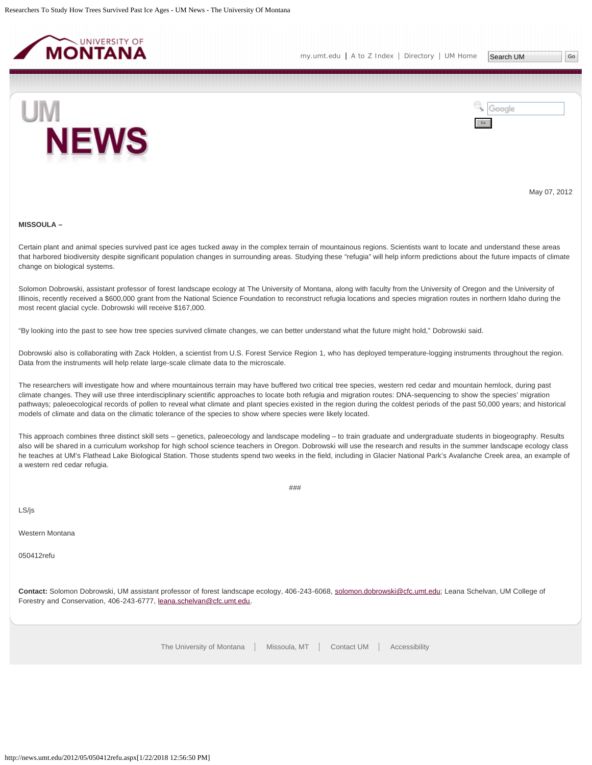May 07, 2012

**MISSOULA –**

Certain plant and animal species survived past ice ages tucked away in the complex terrain of mountainous regions. Scientists want to locate and understand these areas that harbored biodiversity despite significant population changes in surrounding areas. Studying these "refugia" will help inform predictions about the future impacts of climate change on biological systems.

Solomon Dobrowski, assistant professor of forest landscape ecology at The University of Montana, along with faculty from the University of Oregon and the University of Illinois, recently received a $600,000 grant from the National Science Foundation to reconstruct refugia locations and species migration routes in northern Idaho during the most recent glacial cycle. Dobrowski will receive $167,000.

"By looking into the past to see how tree species survived climate changes, we can better understand what the future might hold," Dobrowski said.

Dobrowski also is collaborating with Zack Holden, a scientist from U.S. Forest Service Region 1, who has deployed temperature-logging instruments throughout the region. Data from the instruments will help relate large-scale climate data to the microscale.

The researchers will investigate how and where mountainous terrain may have buffered two critical tree species, western red cedar and mountain hemlock, during past climate changes. They will use three interdisciplinary scientific approaches to locate both refugia and migration routes: DNA-sequencing to show the species' migration pathways; paleoecological records of pollen to reveal what climate and plant species existed in the region during the coldest periods of the past 50,000 years; and historical models of climate and data on the climatic tolerance of the species to show where species were likely located.

This approach combines three distinct skill sets – genetics, paleoecology and landscape modeling – to train graduate and undergraduate students in biogeography. Results also will be shared in a curriculum workshop for high school science teachers in Oregon. Dobrowski will use the research and results in the summer landscape ecology class he teaches at UM's Flathead Lake Biological Station. Those students spend two weeks in the field, including in Glacier National Park's Avalanche Creek area, an example of a western red cedar refugia.

###

LS/js

Western Montana

050412refu

**Contact:** Solomon Dobrowski, UM assistant professor of forest landscape ecology, 406-243-6068, solomon.dobrowski@cfc.umt.edu; Leana Schelvan, UM College of Forestry and Conservation, 406-243-6777, leana.schelvan@cfc.umt.edu.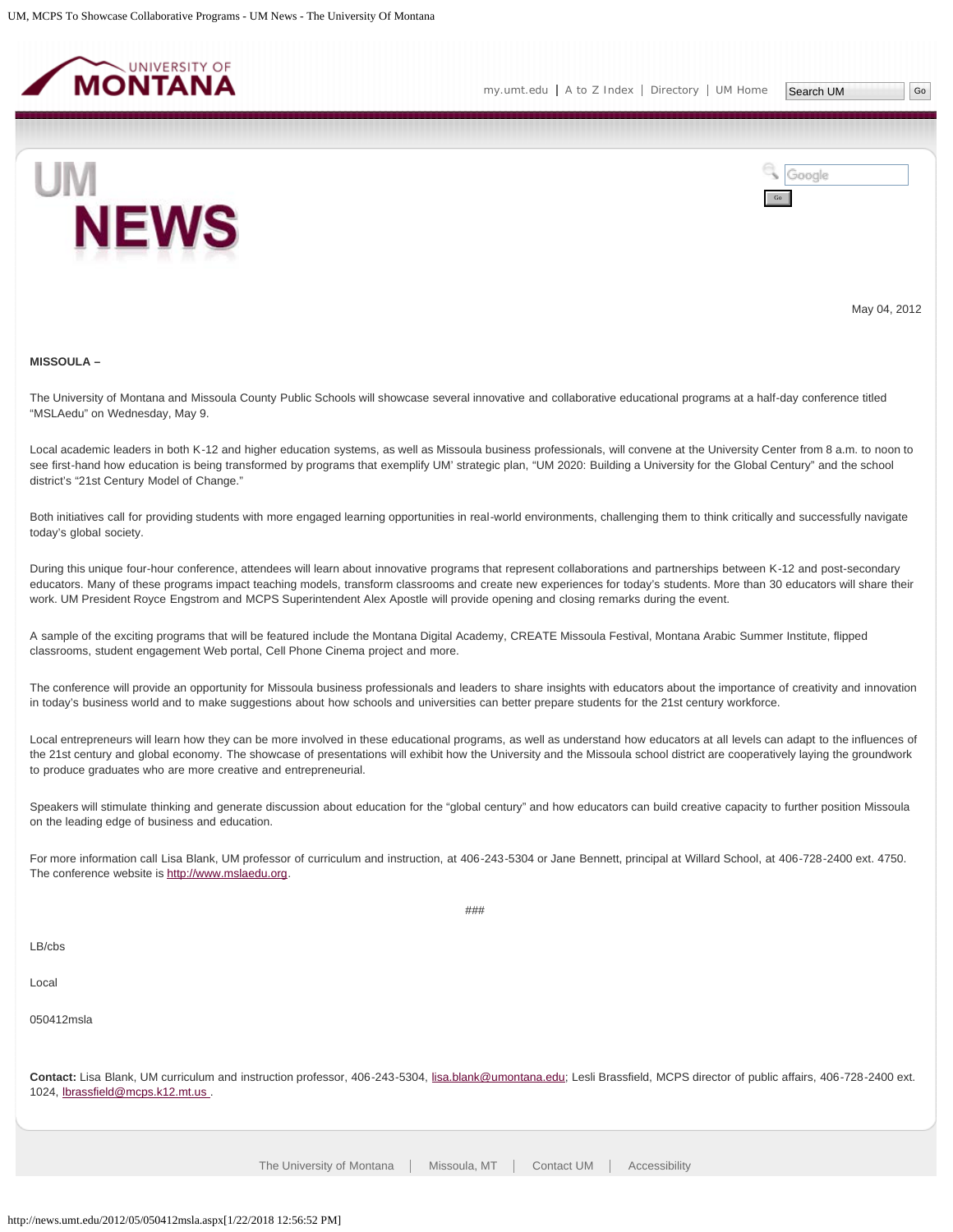May 04, 2012

**MISSOULA –**

The University of Montana and Missoula County Public Schools will showcase several innovative and collaborative educational programs at a half-day conference titled "MSLAedu" on Wednesday, May 9.

Local academic leaders in both K-12 and higher education systems, as well as Missoula business professionals, will convene at the University Center from 8 a.m. to noon to see first-hand how education is being transformed by programs that exemplify UM' strategic plan, "UM 2020: Building a University for the Global Century" and the school district's "21st Century Model of Change."

Both initiatives call for providing students with more engaged learning opportunities in real-world environments, challenging them to think critically and successfully navigate today's global society.

During this unique four-hour conference, attendees will learn about innovative programs that represent collaborations and partnerships between K-12 and post-secondary educators. Many of these programs impact teaching models, transform classrooms and create new experiences for today's students. More than 30 educators will share their work. UM President Royce Engstrom and MCPS Superintendent Alex Apostle will provide opening and closing remarks during the event.

A sample of the exciting programs that will be featured include the Montana Digital Academy, CREATE Missoula Festival, Montana Arabic Summer Institute, flipped classrooms, student engagement Web portal, Cell Phone Cinema project and more.

The conference will provide an opportunity for Missoula business professionals and leaders to share insights with educators about the importance of creativity and innovation in today's business world and to make suggestions about how schools and universities can better prepare students for the 21st century workforce.

Local entrepreneurs will learn how they can be more involved in these educational programs, as well as understand how educators at all levels can adapt to the influences of the 21st century and global economy. The showcase of presentations will exhibit how the University and the Missoula school district are cooperatively laying the groundwork to produce graduates who are more creative and entrepreneurial.

Speakers will stimulate thinking and generate discussion about education for the "global century" and how educators can build creative capacity to further position Missoula on the leading edge of business and education.

For more information call Lisa Blank, UM professor of curriculum and instruction, at 406-243-5304 or Jane Bennett, principal at Willard School, at 406-728-2400 ext. 4750. The conference website is http://www.mslaedu.org.

###

LB/cbs

Local

050412msla

**Contact:** Lisa Blank, UM curriculum and instruction professor, 406-243-5304, lisa.blank@umontana.edu; Lesli Brassfield, MCPS director of public affairs, 406-728-2400 ext. 1024, lbrassfield@mcps.k12.mt.us .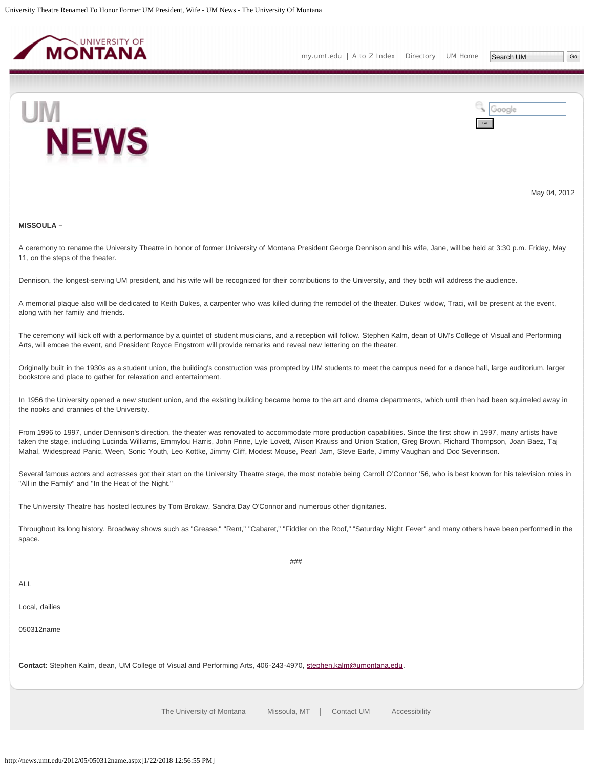May 04, 2012

**MISSOULA –**

A ceremony to rename the University Theatre in honor of former University of Montana President George Dennison and his wife, Jane, will be held at 3:30 p.m. Friday, May 11, on the steps of the theater.

Dennison, the longest-serving UM president, and his wife will be recognized for their contributions to the University, and they both will address the audience.

A memorial plaque also will be dedicated to Keith Dukes, a carpenter who was killed during the remodel of the theater. Dukes' widow, Traci, will be present at the event, along with her family and friends.

The ceremony will kick off with a performance by a quintet of student musicians, and a reception will follow. Stephen Kalm, dean of UM's College of Visual and Performing Arts, will emcee the event, and President Royce Engstrom will provide remarks and reveal new lettering on the theater.

Originally built in the 1930s as a student union, the building's construction was prompted by UM students to meet the campus need for a dance hall, large auditorium, larger bookstore and place to gather for relaxation and entertainment.

In 1956 the University opened a new student union, and the existing building became home to the art and drama departments, which until then had been squirreled away in the nooks and crannies of the University.

From 1996 to 1997, under Dennison's direction, the theater was renovated to accommodate more production capabilities. Since the first show in 1997, many artists have taken the stage, including Lucinda Williams, Emmylou Harris, John Prine, Lyle Lovett, Alison Krauss and Union Station, Greg Brown, Richard Thompson, Joan Baez, Taj Mahal, Widespread Panic, Ween, Sonic Youth, Leo Kottke, Jimmy Cliff, Modest Mouse, Pearl Jam, Steve Earle, Jimmy Vaughan and Doc Severinson.

Several famous actors and actresses got their start on the University Theatre stage, the most notable being Carroll O'Connor '56, who is best known for his television roles in "All in the Family" and "In the Heat of the Night."

The University Theatre has hosted lectures by Tom Brokaw, Sandra Day O'Connor and numerous other dignitaries.

Throughout its long history, Broadway shows such as "Grease," "Rent," "Cabaret," "Fiddler on the Roof," "Saturday Night Fever" and many others have been performed in the space.

###

ALL

Local, dailies

050312name

**Contact:** Stephen Kalm, dean, UM College of Visual and Performing Arts, 406-243-4970, stephen.kalm@umontana.edu.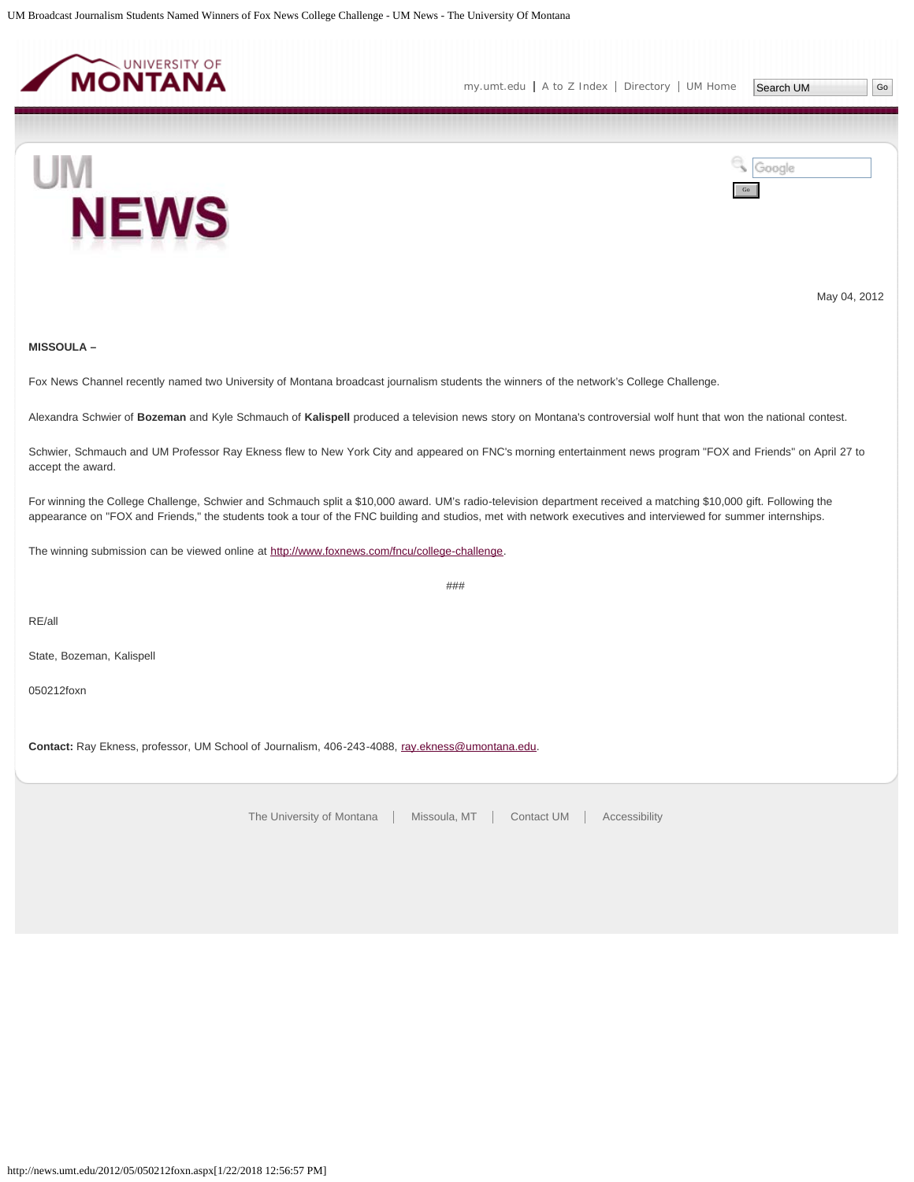May 04, 2012

**MISSOULA –**

Fox News Channel recently named two University of Montana broadcast journalism students the winners of the network's College Challenge.

Alexandra Schwier of **Bozeman** and Kyle Schmauch of **Kalispell** produced a television news story on Montana's controversial wolf hunt that won the national contest.

Schwier, Schmauch and UM Professor Ray Ekness flew to New York City and appeared on FNC's morning entertainment news program "FOX and Friends" on April 27 to accept the award.

For winning the College Challenge, Schwier and Schmauch split a $10,000 award. UM's radio-television department received a matching $10,000 gift. Following the appearance on "FOX and Friends," the students took a tour of the FNC building and studios, met with network executives and interviewed for summer internships.

The winning submission can be viewed online at http://www.foxnews.com/fncu/college-challenge.

###

RE/all

State, Bozeman, Kalispell

050212foxn

**Contact:** Ray Ekness, professor, UM School of Journalism, 406-243-4088, ray.ekness@umontana.edu.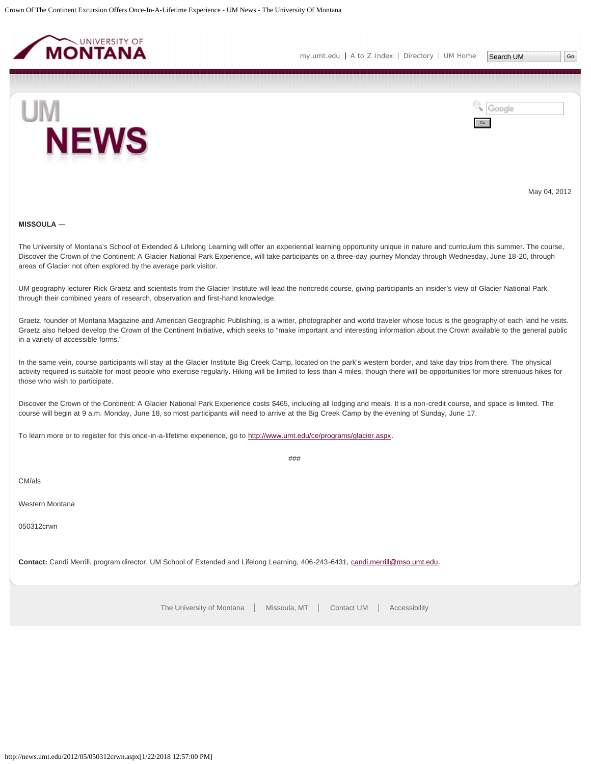May 04, 2012

**MISSOULA —**

The University of Montana's School of Extended & Lifelong Learning will offer an experiential learning opportunity unique in nature and curriculum this summer. The course, Discover the Crown of the Continent: A Glacier National Park Experience, will take participants on a three-day journey Monday through Wednesday, June 18-20, through areas of Glacier not often explored by the average park visitor.

UM geography lecturer Rick Graetz and scientists from the Glacier Institute will lead the noncredit course, giving participants an insider's view of Glacier National Park through their combined years of research, observation and first-hand knowledge.

Graetz, founder of Montana Magazine and American Geographic Publishing, is a writer, photographer and world traveler whose focus is the geography of each land he visits. Graetz also helped develop the Crown of the Continent Initiative, which seeks to "make important and interesting information about the Crown available to the general public in a variety of accessible forms."

In the same vein, course participants will stay at the Glacier Institute Big Creek Camp, located on the park's western border, and take day trips from there. The physical activity required is suitable for most people who exercise regularly. Hiking will be limited to less than 4 miles, though there will be opportunities for more strenuous hikes for those who wish to participate.

Discover the Crown of the Continent: A Glacier National Park Experience costs $465, including all lodging and meals. It is a non-credit course, and space is limited. The course will begin at 9 a.m. Monday, June 18, so most participants will need to arrive at the Big Creek Camp by the evening of Sunday, June 17.

To learn more or to register for this once-in-a-lifetime experience, go to http://www.umt.edu/ce/programs/glacier.aspx.

###

CM/als

Western Montana

050312crwn

**Contact:** Candi Merrill, program director, UM School of Extended and Lifelong Learning, 406-243-6431, candi.merrill@mso.umt.edu.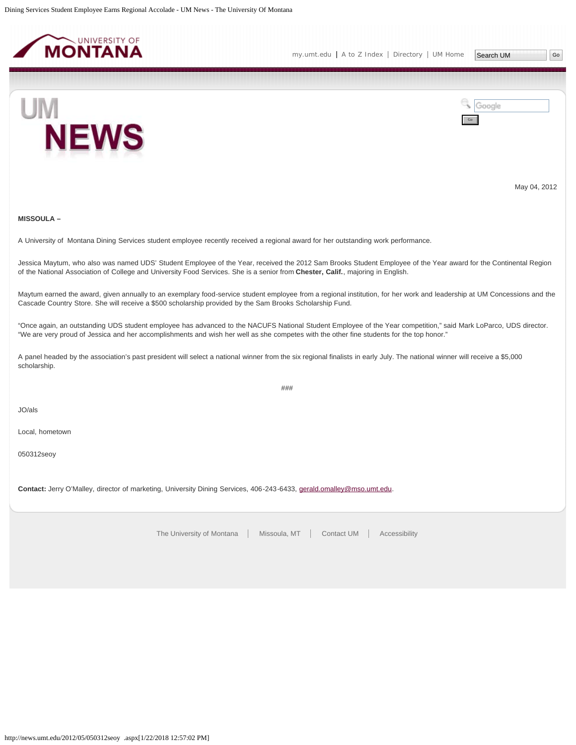May 04, 2012

**MISSOULA –**

A University of Montana Dining Services student employee recently received a regional award for her outstanding work performance.

Jessica Maytum, who also was named UDS' Student Employee of the Year, received the 2012 Sam Brooks Student Employee of the Year award for the Continental Region of the National Association of College and University Food Services. She is a senior from **Chester, Calif.**, majoring in English.

Maytum earned the award, given annually to an exemplary food-service student employee from a regional institution, for her work and leadership at UM Concessions and the Cascade Country Store. She will receive a $500 scholarship provided by the Sam Brooks Scholarship Fund.

"Once again, an outstanding UDS student employee has advanced to the NACUFS National Student Employee of the Year competition," said Mark LoParco, UDS director. "We are very proud of Jessica and her accomplishments and wish her well as she competes with the other fine students for the top honor."

A panel headed by the association's past president will select a national winner from the six regional finalists in early July. The national winner will receive a $5,000 scholarship.

###

JO/als

Local, hometown

050312seoy

**Contact:** Jerry O'Malley, director of marketing, University Dining Services, 406-243-6433, gerald.omalley@mso.umt.edu.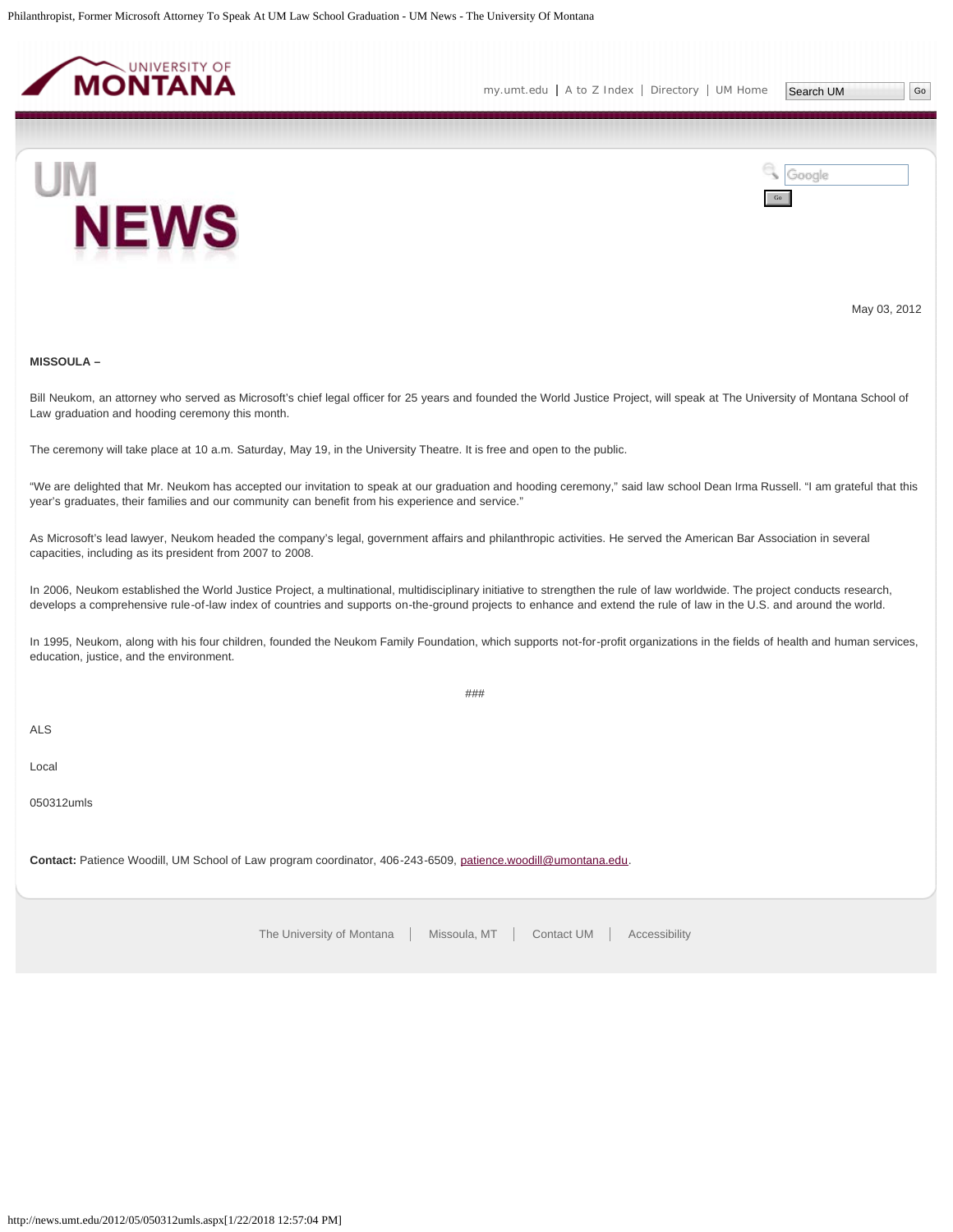May 03, 2012

**MISSOULA –**

Bill Neukom, an attorney who served as Microsoft's chief legal officer for 25 years and founded the World Justice Project, will speak at The University of Montana School of Law graduation and hooding ceremony this month.

The ceremony will take place at 10 a.m. Saturday, May 19, in the University Theatre. It is free and open to the public.

"We are delighted that Mr. Neukom has accepted our invitation to speak at our graduation and hooding ceremony," said law school Dean Irma Russell. "I am grateful that this year's graduates, their families and our community can benefit from his experience and service."

As Microsoft's lead lawyer, Neukom headed the company's legal, government affairs and philanthropic activities. He served the American Bar Association in several capacities, including as its president from 2007 to 2008.

In 2006, Neukom established the World Justice Project, a multinational, multidisciplinary initiative to strengthen the rule of law worldwide. The project conducts research, develops a comprehensive rule-of-law index of countries and supports on-the-ground projects to enhance and extend the rule of law in the U.S. and around the world.

In 1995, Neukom, along with his four children, founded the Neukom Family Foundation, which supports not-for-profit organizations in the fields of health and human services, education, justice, and the environment.

###

ALS

Local

050312umls

**Contact:** Patience Woodill, UM School of Law program coordinator, 406-243-6509, patience.woodill@umontana.edu.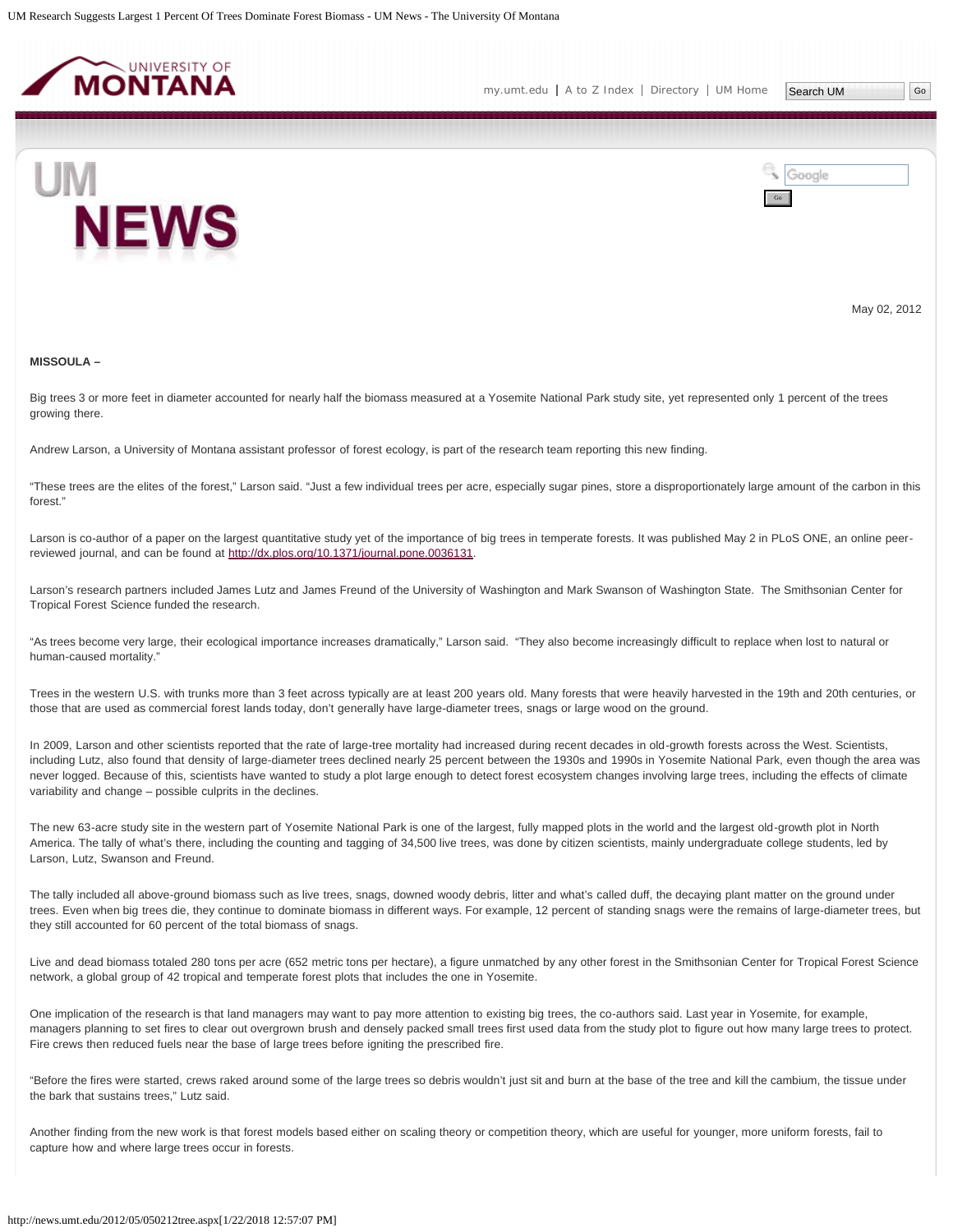May 02, 2012

**MISSOULA –**

Big trees 3 or more feet in diameter accounted for nearly half the biomass measured at a Yosemite National Park study site, yet represented only 1 percent of the trees growing there.

Andrew Larson, a University of Montana assistant professor of forest ecology, is part of the research team reporting this new finding.

"These trees are the elites of the forest," Larson said. "Just a few individual trees per acre, especially sugar pines, store a disproportionately large amount of the carbon in this forest."

Larson is co-author of a paper on the largest quantitative study yet of the importance of big trees in temperate forests. It was published May 2 in PLoS ONE, an online peer-reviewed journal, and can be found at http://dx.plos.org/10.1371/journal.pone.0036131.

Larson's research partners included James Lutz and James Freund of the University of Washington and Mark Swanson of Washington State. The Smithsonian Center for Tropical Forest Science funded the research.

"As trees become very large, their ecological importance increases dramatically," Larson said. "They also become increasingly difficult to replace when lost to natural or human-caused mortality."

Trees in the western U.S. with trunks more than 3 feet across typically are at least 200 years old. Many forests that were heavily harvested in the 19th and 20th centuries, or those that are used as commercial forest lands today, don't generally have large-diameter trees, snags or large wood on the ground.

In 2009, Larson and other scientists reported that the rate of large-tree mortality had increased during recent decades in old-growth forests across the West. Scientists, including Lutz, also found that density of large-diameter trees declined nearly 25 percent between the 1930s and 1990s in Yosemite National Park, even though the area was never logged. Because of this, scientists have wanted to study a plot large enough to detect forest ecosystem changes involving large trees, including the effects of climate variability and change – possible culprits in the declines.

The new 63-acre study site in the western part of Yosemite National Park is one of the largest, fully mapped plots in the world and the largest old-growth plot in North America. The tally of what's there, including the counting and tagging of 34,500 live trees, was done by citizen scientists, mainly undergraduate college students, led by Larson, Lutz, Swanson and Freund.

The tally included all above-ground biomass such as live trees, snags, downed woody debris, litter and what's called duff, the decaying plant matter on the ground under trees. Even when big trees die, they continue to dominate biomass in different ways. For example, 12 percent of standing snags were the remains of large-diameter trees, but they still accounted for 60 percent of the total biomass of snags.

Live and dead biomass totaled 280 tons per acre (652 metric tons per hectare), a figure unmatched by any other forest in the Smithsonian Center for Tropical Forest Science network, a global group of 42 tropical and temperate forest plots that includes the one in Yosemite.

One implication of the research is that land managers may want to pay more attention to existing big trees, the co-authors said. Last year in Yosemite, for example, managers planning to set fires to clear out overgrown brush and densely packed small trees first used data from the study plot to figure out how many large trees to protect. Fire crews then reduced fuels near the base of large trees before igniting the prescribed fire.

"Before the fires were started, crews raked around some of the large trees so debris wouldn't just sit and burn at the base of the tree and kill the cambium, the tissue under the bark that sustains trees," Lutz said.

Another finding from the new work is that forest models based either on scaling theory or competition theory, which are useful for younger, more uniform forests, fail to capture how and where large trees occur in forests.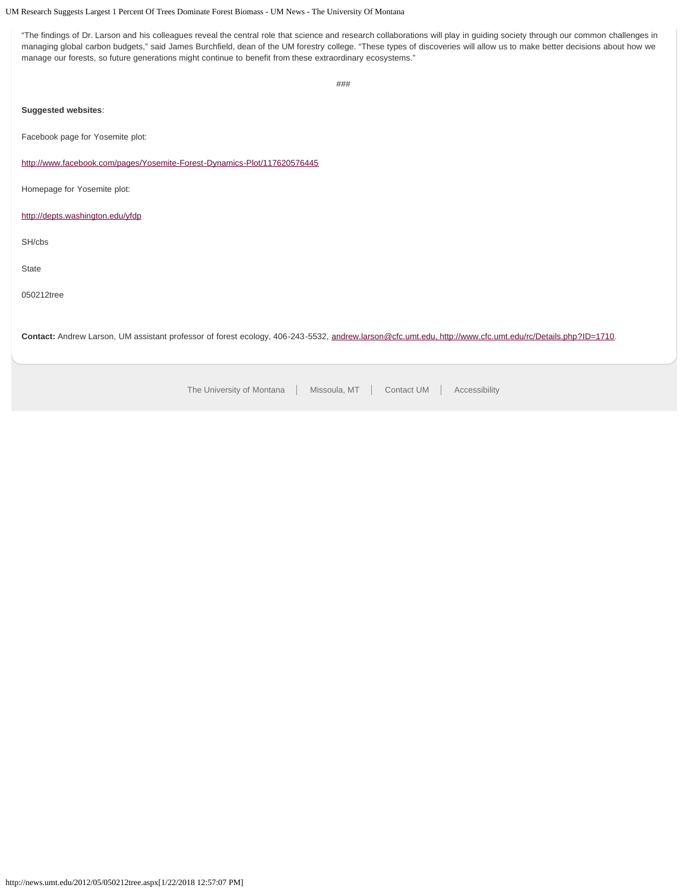"The findings of Dr. Larson and his colleagues reveal the central role that science and research collaborations will play in guiding society through our common challenges in managing global carbon budgets," said James Burchfield, dean of the UM forestry college. "These types of discoveries will allow us to make better decisions about how we manage our forests, so future generations might continue to benefit from these extraordinary ecosystems."

###

**Suggested websites**:

Facebook page for Yosemite plot:

http://www.facebook.com/pages/Yosemite-Forest-Dynamics-Plot/117620576445

Homepage for Yosemite plot:

http://depts.washington.edu/yfdp

SH/cbs

State

050212tree

**Contact:** Andrew Larson, UM assistant professor of forest ecology, 406-243-5532, andrew.larson@cfc.umt.edu, http://www.cfc.umt.edu/rc/Details.php?ID=1710.

The University of Montana | Missoula, MT | Contact UM | Accessibility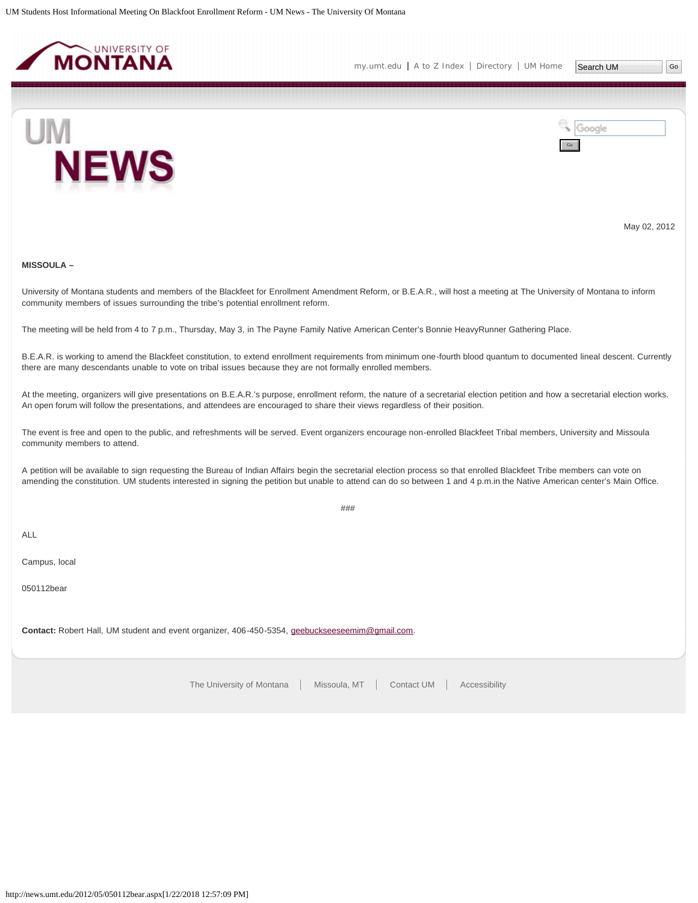May 02, 2012

**MISSOULA –**

University of Montana students and members of the Blackfeet for Enrollment Amendment Reform, or B.E.A.R., will host a meeting at The University of Montana to inform community members of issues surrounding the tribe's potential enrollment reform.

The meeting will be held from 4 to 7 p.m., Thursday, May 3, in The Payne Family Native American Center's Bonnie HeavyRunner Gathering Place.

B.E.A.R. is working to amend the Blackfeet constitution, to extend enrollment requirements from minimum one-fourth blood quantum to documented lineal descent. Currently there are many descendants unable to vote on tribal issues because they are not formally enrolled members.

At the meeting, organizers will give presentations on B.E.A.R.'s purpose, enrollment reform, the nature of a secretarial election petition and how a secretarial election works. An open forum will follow the presentations, and attendees are encouraged to share their views regardless of their position.

The event is free and open to the public, and refreshments will be served. Event organizers encourage non-enrolled Blackfeet Tribal members, University and Missoula community members to attend.

A petition will be available to sign requesting the Bureau of Indian Affairs begin the secretarial election process so that enrolled Blackfeet Tribe members can vote on amending the constitution. UM students interested in signing the petition but unable to attend can do so between 1 and 4 p.m.in the Native American center's Main Office.

###

ALL

Campus, local

050112bear

**Contact:** Robert Hall, UM student and event organizer, 406-450-5354, geebuckseeseemim@gmail.com.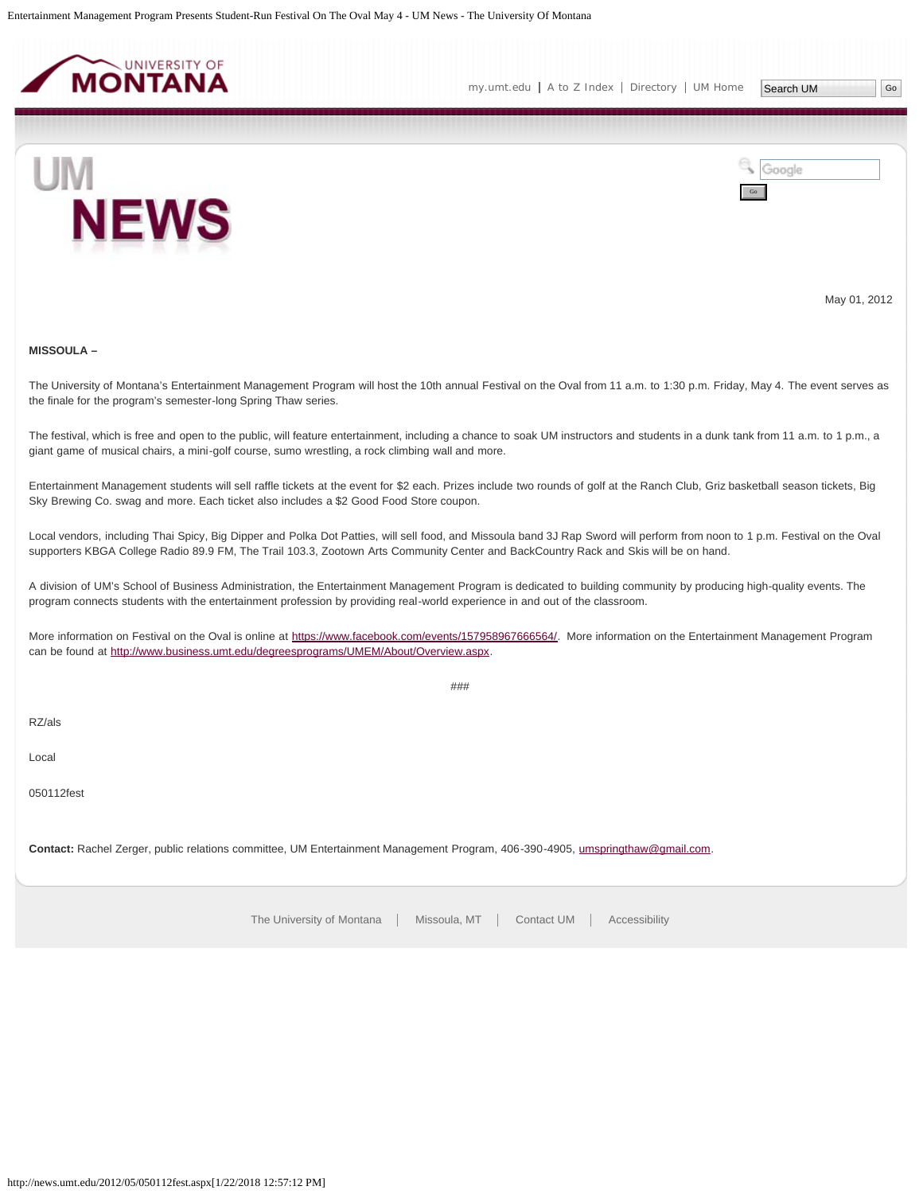May 01, 2012

**MISSOULA –**

The University of Montana's Entertainment Management Program will host the 10th annual Festival on the Oval from 11 a.m. to 1:30 p.m. Friday, May 4. The event serves as the finale for the program's semester-long Spring Thaw series.

The festival, which is free and open to the public, will feature entertainment, including a chance to soak UM instructors and students in a dunk tank from 11 a.m. to 1 p.m., a giant game of musical chairs, a mini-golf course, sumo wrestling, a rock climbing wall and more.

Entertainment Management students will sell raffle tickets at the event for $2 each. Prizes include two rounds of golf at the Ranch Club, Griz basketball season tickets, Big Sky Brewing Co. swag and more. Each ticket also includes a $2 Good Food Store coupon.

Local vendors, including Thai Spicy, Big Dipper and Polka Dot Patties, will sell food, and Missoula band 3J Rap Sword will perform from noon to 1 p.m. Festival on the Oval supporters KBGA College Radio 89.9 FM, The Trail 103.3, Zootown Arts Community Center and BackCountry Rack and Skis will be on hand.

A division of UM's School of Business Administration, the Entertainment Management Program is dedicated to building community by producing high-quality events. The program connects students with the entertainment profession by providing real-world experience in and out of the classroom.

More information on Festival on the Oval is online at https://www.facebook.com/events/157958967666564/. More information on the Entertainment Management Program can be found at http://www.business.umt.edu/degreesprograms/UMEM/About/Overview.aspx.

###

RZ/als

Local

050112fest

**Contact:** Rachel Zerger, public relations committee, UM Entertainment Management Program, 406-390-4905, umspringthaw@gmail.com.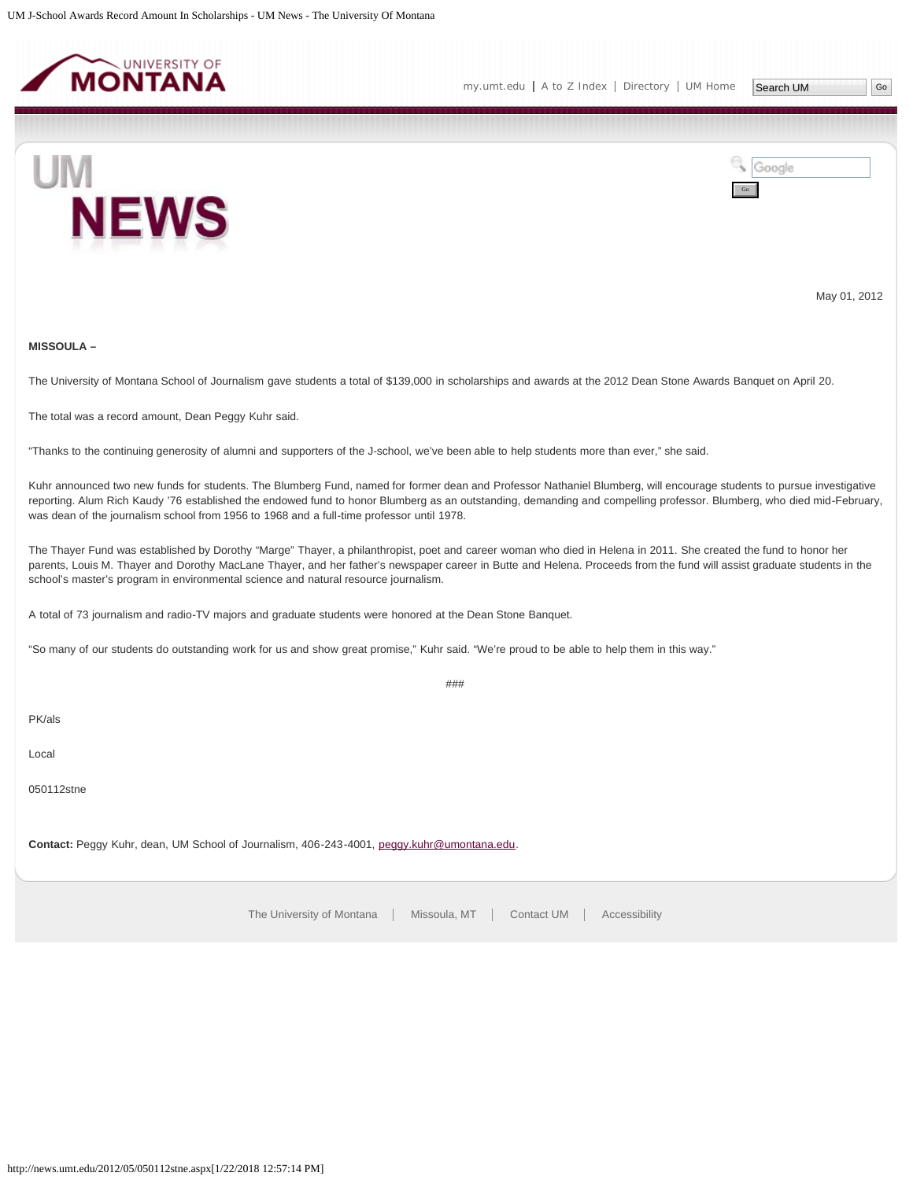May 01, 2012

**MISSOULA –**

The University of Montana School of Journalism gave students a total of $139,000 in scholarships and awards at the 2012 Dean Stone Awards Banquet on April 20.

The total was a record amount, Dean Peggy Kuhr said.

“Thanks to the continuing generosity of alumni and supporters of the J-school, we’ve been able to help students more than ever,” she said.

Kuhr announced two new funds for students. The Blumberg Fund, named for former dean and Professor Nathaniel Blumberg, will encourage students to pursue investigative reporting. Alum Rich Kaudy ’76 established the endowed fund to honor Blumberg as an outstanding, demanding and compelling professor. Blumberg, who died mid-February, was dean of the journalism school from 1956 to 1968 and a full-time professor until 1978.

The Thayer Fund was established by Dorothy “Marge” Thayer, a philanthropist, poet and career woman who died in Helena in 2011. She created the fund to honor her parents, Louis M. Thayer and Dorothy MacLane Thayer, and her father’s newspaper career in Butte and Helena. Proceeds from the fund will assist graduate students in the school’s master’s program in environmental science and natural resource journalism.

A total of 73 journalism and radio-TV majors and graduate students were honored at the Dean Stone Banquet.

“So many of our students do outstanding work for us and show great promise,” Kuhr said. “We’re proud to be able to help them in this way.”

###

PK/als

Local

050112stne

**Contact:** Peggy Kuhr, dean, UM School of Journalism, 406-243-4001, peggy.kuhr@umontana.edu.